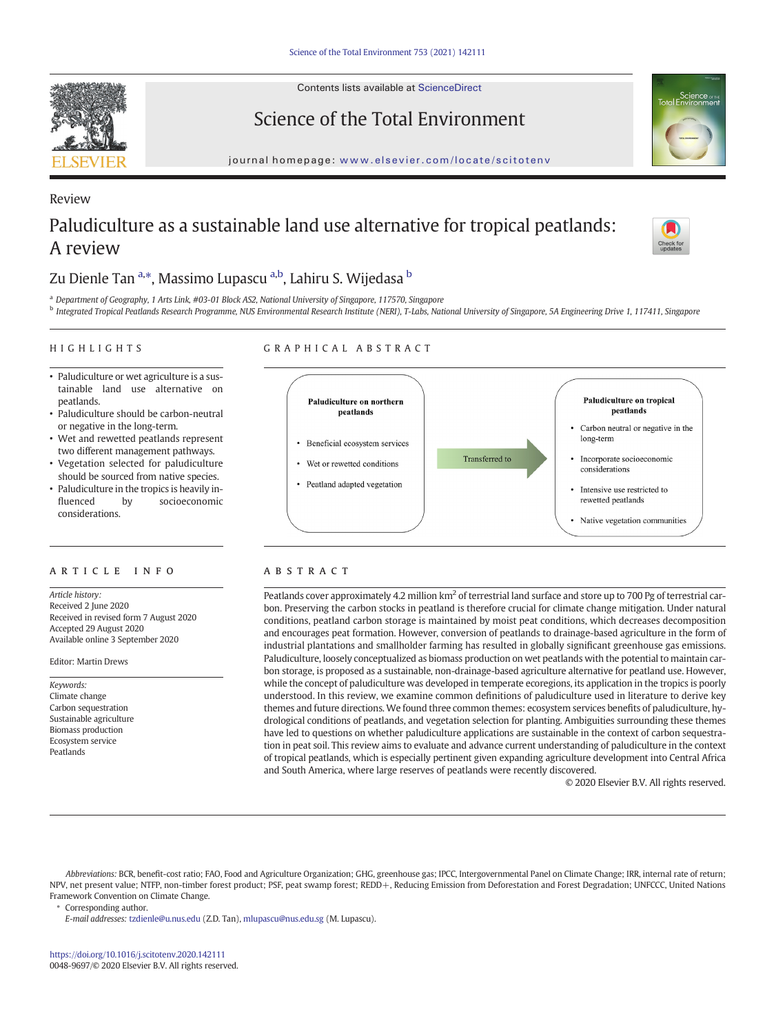Contents lists available at ScienceDirect

# Science of the Total Environment

journal homepage: www.elsevier.com/locate/scitotenv

Review

# Paludiculture as a sustainable land use alternative for tropical peatlands: A review

Zu Dienle Tan [a,*], Massimo Lupascu [a,b], Lahiru S. Wijedasa [b]

[a] Department of Geography, 1 Arts Link, #03-01 Block AS2, National University of Singapore, 117570, Singapore

[b] Integrated Tropical Peatlands Research Programme, NUS Environmental Research Institute (NERI), T-Labs, National University of Singapore, 5A Engineering Drive 1, 117411, Singapore

## HIGHLIGHTS

- Paludiculture or wet agriculture is a sustainable land use alternative on peatlands.
- Paludiculture should be carbon-neutral or negative in the long-term.
- Wet and rewetted peatlands represent two different management pathways.
- Vegetation selected for paludiculture should be sourced from native species.
- Paludiculture in the tropics is heavily influenced by socioeconomic considerations.

## GRAPHICAL ABSTRACT

**Paludiculture on northern peatlands**

- Beneficial ecosystem services
- Wet or rewetted conditions
- Peatland adapted vegetation

Transferred to

**Paludiculture on tropical peatlands**

- Carbon neutral or negative in the long-term
- Incorporate socioeconomic considerations
- Intensive use restricted to rewetted peatlands
- Native vegetation communities

## ARTICLE INFO

*Article history:*
Received 2 June 2020
Received in revised form 7 August 2020
Accepted 29 August 2020
Available online 3 September 2020

Editor: Martin Drews

*Keywords:*
Climate change
Carbon sequestration
Sustainable agriculture
Biomass production
Ecosystem service
Peatlands

## ABSTRACT

Peatlands cover approximately 4.2 million km$^2$ of terrestrial land surface and store up to 700 Pg of terrestrial carbon. Preserving the carbon stocks in peatland is therefore crucial for climate change mitigation. Under natural conditions, peatland carbon storage is maintained by moist peat conditions, which decreases decomposition and encourages peat formation. However, conversion of peatlands to drainage-based agriculture in the form of industrial plantations and smallholder farming has resulted in globally significant greenhouse gas emissions. Paludiculture, loosely conceptualized as biomass production on wet peatlands with the potential to maintain carbon storage, is proposed as a sustainable, non-drainage-based agriculture alternative for peatland use. However, while the concept of paludiculture was developed in temperate ecoregions, its application in the tropics is poorly understood. In this review, we examine common definitions of paludiculture used in literature to derive key themes and future directions. We found three common themes: ecosystem services benefits of paludiculture, hydrological conditions of peatlands, and vegetation selection for planting. Ambiguities surrounding these themes have led to questions on whether paludiculture applications are sustainable in the context of carbon sequestration in peat soil. This review aims to evaluate and advance current understanding of paludiculture in the context of tropical peatlands, which is especially pertinent given expanding agriculture development into Central Africa and South America, where large reserves of peatlands were recently discovered.

© 2020 Elsevier B.V. All rights reserved.

*Abbreviations:* BCR, benefit-cost ratio; FAO, Food and Agriculture Organization; GHG, greenhouse gas; IPCC, Intergovernmental Panel on Climate Change; IRR, internal rate of return; NPV, net present value; NTFP, non-timber forest product; PSF, peat swamp forest; REDD+, Reducing Emission from Deforestation and Forest Degradation; UNFCCC, United Nations Framework Convention on Climate Change.

\* Corresponding author.
*E-mail addresses:* tzdienle@u.nus.edu (Z.D. Tan), mlupascu@nus.edu.sg (M. Lupascu).

https://doi.org/10.1016/j.scitotenv.2020.142111
0048-9697/© 2020 Elsevier B.V. All rights reserved.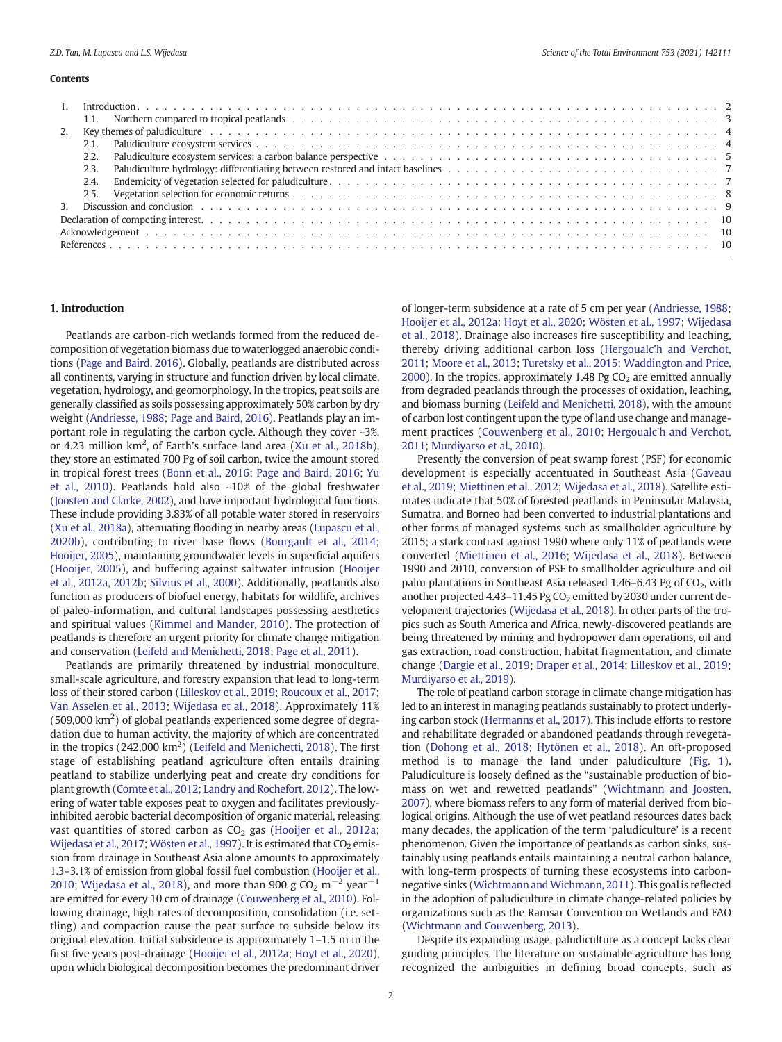**Contents**

1. Introduction . . . 2
   1.1. Northern compared to tropical peatlands . . . 3
2. Key themes of paludiculture . . . 4
   2.1. Paludiculture ecosystem services . . . 4
   2.2. Paludiculture ecosystem services: a carbon balance perspective . . . 5
   2.3. Paludiculture hydrology: differentiating between restored and intact baselines . . . 7
   2.4. Endemicity of vegetation selected for paludiculture . . . 7
   2.5. Vegetation selection for economic returns . . . 8
3. Discussion and conclusion . . . 9

Declaration of competing interest . . . 10
Acknowledgement . . . 10
References . . . 10

## 1. Introduction

Peatlands are carbon-rich wetlands formed from the reduced decomposition of vegetation biomass due to waterlogged anaerobic conditions (Page and Baird, 2016). Globally, peatlands are distributed across all continents, varying in structure and function driven by local climate, vegetation, hydrology, and geomorphology. In the tropics, peat soils are generally classified as soils possessing approximately 50% carbon by dry weight (Andriesse, 1988; Page and Baird, 2016). Peatlands play an important role in regulating the carbon cycle. Although they cover ~3%, or 4.23 million km$^2$, of Earth's surface land area (Xu et al., 2018b), they store an estimated 700 Pg of soil carbon, twice the amount stored in tropical forest trees (Bonn et al., 2016; Page and Baird, 2016; Yu et al., 2010). Peatlands hold also ~10% of the global freshwater (Joosten and Clarke, 2002), and have important hydrological functions. These include providing 3.83% of all potable water stored in reservoirs (Xu et al., 2018a), attenuating flooding in nearby areas (Lupascu et al., 2020b), contributing to river base flows (Bourgault et al., 2014; Hooijer, 2005), maintaining groundwater levels in superficial aquifers (Hooijer, 2005), and buffering against saltwater intrusion (Hooijer et al., 2012a, 2012b; Silvius et al., 2000). Additionally, peatlands also function as producers of biofuel energy, habitats for wildlife, archives of paleo-information, and cultural landscapes possessing aesthetics and spiritual values (Kimmel and Mander, 2010). The protection of peatlands is therefore an urgent priority for climate change mitigation and conservation (Leifeld and Menichetti, 2018; Page et al., 2011).

Peatlands are primarily threatened by industrial monoculture, small-scale agriculture, and forestry expansion that lead to long-term loss of their stored carbon (Lilleskov et al., 2019; Roucoux et al., 2017; Van Asselen et al., 2013; Wijedasa et al., 2018). Approximately 11% (509,000 km$^2$) of global peatlands experienced some degree of degradation due to human activity, the majority of which are concentrated in the tropics (242,000 km$^2$) (Leifeld and Menichetti, 2018). The first stage of establishing peatland agriculture often entails draining peatland to stabilize underlying peat and create dry conditions for plant growth (Comte et al., 2012; Landry and Rochefort, 2012). The lowering of water table exposes peat to oxygen and facilitates previously-inhibited aerobic bacterial decomposition of organic material, releasing vast quantities of stored carbon as $CO_2$ gas (Hooijer et al., 2012a; Wijedasa et al., 2017; Wösten et al., 1997). It is estimated that $CO_2$ emission from drainage in Southeast Asia alone amounts to approximately 1.3–3.1% of emission from global fossil fuel combustion (Hooijer et al., 2010; Wijedasa et al., 2018), and more than 900 g $CO_2$ m$^{-2}$ year$^{-1}$ are emitted for every 10 cm of drainage (Couwenberg et al., 2010). Following drainage, high rates of decomposition, consolidation (i.e. settling) and compaction cause the peat surface to subside below its original elevation. Initial subsidence is approximately 1–1.5 m in the first five years post-drainage (Hooijer et al., 2012a; Hoyt et al., 2020), upon which biological decomposition becomes the predominant driver of longer-term subsidence at a rate of 5 cm per year (Andriesse, 1988; Hooijer et al., 2012a; Hoyt et al., 2020; Wösten et al., 1997; Wijedasa et al., 2018). Drainage also increases fire susceptibility and leaching, thereby driving additional carbon loss (Hergoualc'h and Verchot, 2011; Moore et al., 2013; Turetsky et al., 2015; Waddington and Price, 2000). In the tropics, approximately 1.48 Pg $CO_2$ are emitted annually from degraded peatlands through the processes of oxidation, leaching, and biomass burning (Leifeld and Menichetti, 2018), with the amount of carbon lost contingent upon the type of land use change and management practices (Couwenberg et al., 2010; Hergoualc'h and Verchot, 2011; Murdiyarso et al., 2010).

Presently the conversion of peat swamp forest (PSF) for economic development is especially accentuated in Southeast Asia (Gaveau et al., 2019; Miettinen et al., 2012; Wijedasa et al., 2018). Satellite estimates indicate that 50% of forested peatlands in Peninsular Malaysia, Sumatra, and Borneo had been converted to industrial plantations and other forms of managed systems such as smallholder agriculture by 2015; a stark contrast against 1990 where only 11% of peatlands were converted (Miettinen et al., 2016; Wijedasa et al., 2018). Between 1990 and 2010, conversion of PSF to smallholder agriculture and oil palm plantations in Southeast Asia released 1.46–6.43 Pg of $CO_2$, with another projected 4.43–11.45 Pg $CO_2$ emitted by 2030 under current development trajectories (Wijedasa et al., 2018). In other parts of the tropics such as South America and Africa, newly-discovered peatlands are being threatened by mining and hydropower dam operations, oil and gas extraction, road construction, habitat fragmentation, and climate change (Dargie et al., 2019; Draper et al., 2014; Lilleskov et al., 2019; Murdiyarso et al., 2019).

The role of peatland carbon storage in climate change mitigation has led to an interest in managing peatlands sustainably to protect underlying carbon stock (Hermanns et al., 2017). This include efforts to restore and rehabilitate degraded or abandoned peatlands through revegetation (Dohong et al., 2018; Hytönen et al., 2018). An oft-proposed method is to manage the land under paludiculture (Fig. 1). Paludiculture is loosely defined as the "sustainable production of biomass on wet and rewetted peatlands" (Wichtmann and Joosten, 2007), where biomass refers to any form of material derived from biological origins. Although the use of wet peatland resources dates back many decades, the application of the term 'paludiculture' is a recent phenomenon. Given the importance of peatlands as carbon sinks, sustainably using peatlands entails maintaining a neutral carbon balance, with long-term prospects of turning these ecosystems into carbon-negative sinks (Wichtmann and Wichmann, 2011). This goal is reflected in the adoption of paludiculture in climate change-related policies by organizations such as the Ramsar Convention on Wetlands and FAO (Wichtmann and Couwenberg, 2013).

Despite its expanding usage, paludiculture as a concept lacks clear guiding principles. The literature on sustainable agriculture has long recognized the ambiguities in defining broad concepts, such as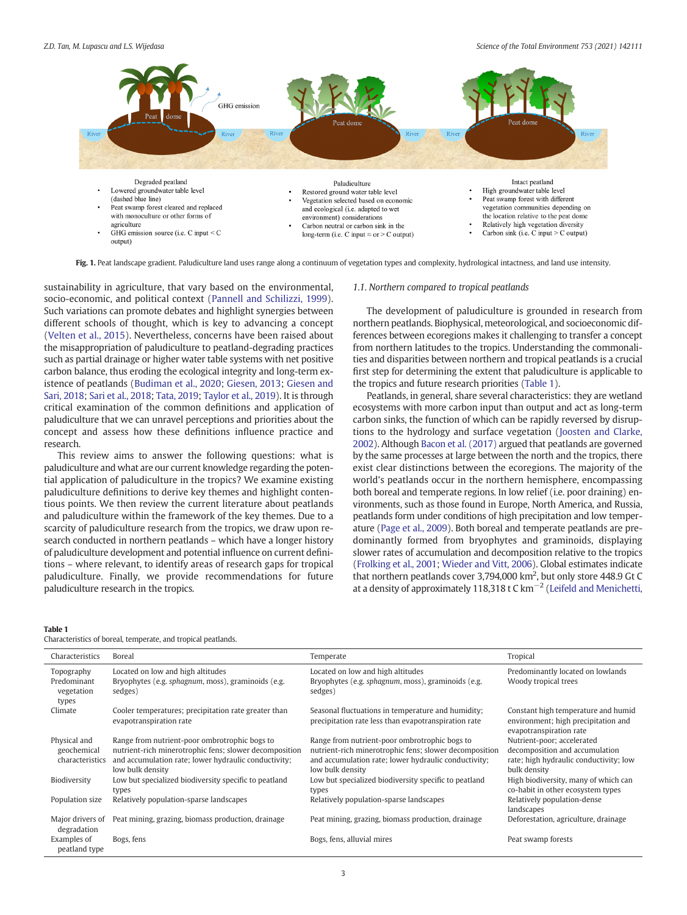Degraded peatland

- Lowered groundwater table level (dashed blue line)
- Peat swamp forest cleared and replaced with monoculture or other forms of agriculture
- GHG emission source (i.e. C input < C output)

Paludiculture

- Restored ground water table level
- Vegetation selected based on economic and ecological (i.e. adapted to wet environment) considerations
- Carbon neutral or carbon sink in the long-term (i.e. C input ≈ or > C output)

Intact peatland

- High groundwater table level
- Peat swamp forest with different vegetation communities depending on the location relative to the peat dome
- Relatively high vegetation diversity
- Carbon sink (i.e. C input > C output)

**Fig. 1.** Peat landscape gradient. Paludiculture land uses range along a continuum of vegetation types and complexity, hydrological intactness, and land use intensity.

sustainability in agriculture, that vary based on the environmental, socio-economic, and political context (Pannell and Schilizzi, 1999). Such variations can promote debates and highlight synergies between different schools of thought, which is key to advancing a concept (Velten et al., 2015). Nevertheless, concerns have been raised about the misappropriation of paludiculture to peatland-degrading practices such as partial drainage or higher water table systems with net positive carbon balance, thus eroding the ecological integrity and long-term existence of peatlands (Budiman et al., 2020; Giesen, 2013; Giesen and Sari, 2018; Sari et al., 2018; Tata, 2019; Taylor et al., 2019). It is through critical examination of the common definitions and application of paludiculture that we can unravel perceptions and priorities about the concept and assess how these definitions influence practice and research.

This review aims to answer the following questions: what is paludiculture and what are our current knowledge regarding the potential application of paludiculture in the tropics? We examine existing paludiculture definitions to derive key themes and highlight contentious points. We then review the current literature about peatlands and paludiculture within the framework of the key themes. Due to a scarcity of paludiculture research from the tropics, we draw upon research conducted in northern peatlands – which have a longer history of paludiculture development and potential influence on current definitions – where relevant, to identify areas of research gaps for tropical paludiculture. Finally, we provide recommendations for future paludiculture research in the tropics.

### 1.1. Northern compared to tropical peatlands

The development of paludiculture is grounded in research from northern peatlands. Biophysical, meteorological, and socioeconomic differences between ecoregions makes it challenging to transfer a concept from northern latitudes to the tropics. Understanding the commonalities and disparities between northern and tropical peatlands is a crucial first step for determining the extent that paludiculture is applicable to the tropics and future research priorities (Table 1).

Peatlands, in general, share several characteristics: they are wetland ecosystems with more carbon input than output and act as long-term carbon sinks, the function of which can be rapidly reversed by disruptions to the hydrology and surface vegetation (Joosten and Clarke, 2002). Although Bacon et al. (2017) argued that peatlands are governed by the same processes at large between the north and the tropics, there exist clear distinctions between the ecoregions. The majority of the world's peatlands occur in the northern hemisphere, encompassing both boreal and temperate regions. In low relief (i.e. poor draining) environments, such as those found in Europe, North America, and Russia, peatlands form under conditions of high precipitation and low temperature (Page et al., 2009). Both boreal and temperate peatlands are predominantly formed from bryophytes and graminoids, displaying slower rates of accumulation and decomposition relative to the tropics (Frolking et al., 2001; Wieder and Vitt, 2006). Global estimates indicate that northern peatlands cover 3,794,000 $km^2$, but only store 448.9 Gt C at a density of approximately 118,318 t C $km^{-2}$ (Leifeld and Menichetti,

**Table 1**
Characteristics of boreal, temperate, and tropical peatlands.

| Characteristics | Boreal | Temperate | Tropical |
|---|---|---|---|
| Topography | Located on low and high altitudes | Located on low and high altitudes | Predominantly located on lowlands |
| Predominant vegetation types | Bryophytes (e.g. *sphagnum*, moss), graminoids (e.g. sedges) | Bryophytes (e.g. *sphagnum*, moss), graminoids (e.g. sedges) | Woody tropical trees |
| Climate | Cooler temperatures; precipitation rate greater than evapotranspiration rate | Seasonal fluctuations in temperature and humidity; precipitation rate less than evapotranspiration rate | Constant high temperature and humid environment; high precipitation and evapotranspiration rate |
| Physical and geochemical characteristics | Range from nutrient-poor ombrotrophic bogs to nutrient-rich minerotrophic fens; slower decomposition and accumulation rate; lower hydraulic conductivity; low bulk density | Range from nutrient-poor ombrotrophic bogs to nutrient-rich minerotrophic fens; slower decomposition and accumulation rate; lower hydraulic conductivity; low bulk density | Nutrient-poor; accelerated decomposition and accumulation rate; high hydraulic conductivity; low bulk density |
| Biodiversity | Low but specialized biodiversity specific to peatland types | Low but specialized biodiversity specific to peatland types | High biodiversity, many of which can co-habit in other ecosystem types |
| Population size | Relatively population-sparse landscapes | Relatively population-sparse landscapes | Relatively population-dense landscapes |
| Major drivers of degradation | Peat mining, grazing, biomass production, drainage | Peat mining, grazing, biomass production, drainage | Deforestation, agriculture, drainage |
| Examples of peatland type | Bogs, fens | Bogs, fens, alluvial mires | Peat swamp forests |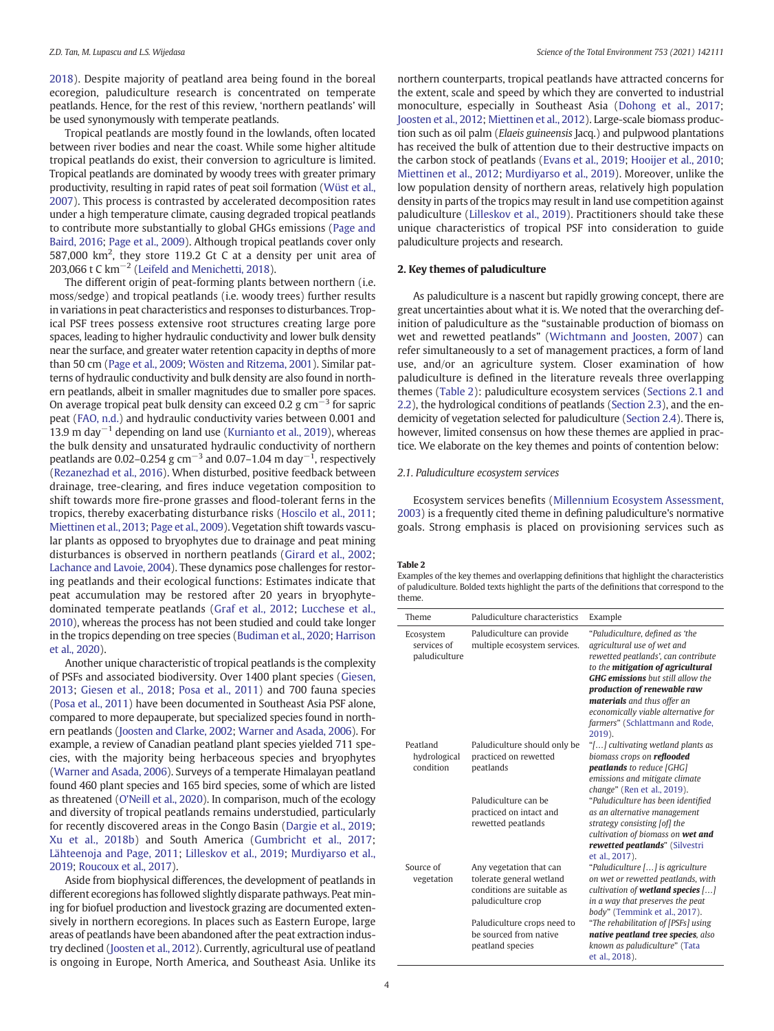2018). Despite majority of peatland area being found in the boreal ecoregion, paludiculture research is concentrated on temperate peatlands. Hence, for the rest of this review, 'northern peatlands' will be used synonymously with temperate peatlands.

Tropical peatlands are mostly found in the lowlands, often located between river bodies and near the coast. While some higher altitude tropical peatlands do exist, their conversion to agriculture is limited. Tropical peatlands are dominated by woody trees with greater primary productivity, resulting in rapid rates of peat soil formation (Wüst et al., 2007). This process is contrasted by accelerated decomposition rates under a high temperature climate, causing degraded tropical peatlands to contribute more substantially to global GHGs emissions (Page and Baird, 2016; Page et al., 2009). Although tropical peatlands cover only 587,000 km$^2$, they store 119.2 Gt C at a density per unit area of 203,066 t C km$^{-2}$ (Leifeld and Menichetti, 2018).

The different origin of peat-forming plants between northern (i.e. moss/sedge) and tropical peatlands (i.e. woody trees) further results in variations in peat characteristics and responses to disturbances. Tropical PSF trees possess extensive root structures creating large pore spaces, leading to higher hydraulic conductivity and lower bulk density near the surface, and greater water retention capacity in depths of more than 50 cm (Page et al., 2009; Wösten and Ritzema, 2001). Similar patterns of hydraulic conductivity and bulk density are also found in northern peatlands, albeit in smaller magnitudes due to smaller pore spaces. On average tropical peat bulk density can exceed 0.2 g cm$^{-3}$ for sapric peat (FAO, n.d.) and hydraulic conductivity varies between 0.001 and 13.9 m day$^{-1}$ depending on land use (Kurnianto et al., 2019), whereas the bulk density and unsaturated hydraulic conductivity of northern peatlands are 0.02–0.254 g cm$^{-3}$ and 0.07–1.04 m day$^{-1}$, respectively (Rezanezhad et al., 2016). When disturbed, positive feedback between drainage, tree-clearing, and fires induce vegetation composition to shift towards more fire-prone grasses and flood-tolerant ferns in the tropics, thereby exacerbating disturbance risks (Hoscilo et al., 2011; Miettinen et al., 2013; Page et al., 2009). Vegetation shift towards vascular plants as opposed to bryophytes due to drainage and peat mining disturbances is observed in northern peatlands (Girard et al., 2002; Lachance and Lavoie, 2004). These dynamics pose challenges for restoring peatlands and their ecological functions: Estimates indicate that peat accumulation may be restored after 20 years in bryophyte-dominated temperate peatlands (Graf et al., 2012; Lucchese et al., 2010), whereas the process has not been studied and could take longer in the tropics depending on tree species (Budiman et al., 2020; Harrison et al., 2020).

Another unique characteristic of tropical peatlands is the complexity of PSFs and associated biodiversity. Over 1400 plant species (Giesen, 2013; Giesen et al., 2018; Posa et al., 2011) and 700 fauna species (Posa et al., 2011) have been documented in Southeast Asia PSF alone, compared to more depauperate, but specialized species found in northern peatlands (Joosten and Clarke, 2002; Warner and Asada, 2006). For example, a review of Canadian peatland plant species yielded 711 species, with the majority being herbaceous species and bryophytes (Warner and Asada, 2006). Surveys of a temperate Himalayan peatland found 460 plant species and 165 bird species, some of which are listed as threatened (O'Neill et al., 2020). In comparison, much of the ecology and diversity of tropical peatlands remains understudied, particularly for recently discovered areas in the Congo Basin (Dargie et al., 2019; Xu et al., 2018b) and South America (Gumbricht et al., 2017; Lähteenoja and Page, 2011; Lilleskov et al., 2019; Murdiyarso et al., 2019; Roucoux et al., 2017).

Aside from biophysical differences, the development of peatlands in different ecoregions has followed slightly disparate pathways. Peat mining for biofuel production and livestock grazing are documented extensively in northern ecoregions. In places such as Eastern Europe, large areas of peatlands have been abandoned after the peat extraction industry declined (Joosten et al., 2012). Currently, agricultural use of peatland is ongoing in Europe, North America, and Southeast Asia. Unlike its northern counterparts, tropical peatlands have attracted concerns for the extent, scale and speed by which they are converted to industrial monoculture, especially in Southeast Asia (Dohong et al., 2017; Joosten et al., 2012; Miettinen et al., 2012). Large-scale biomass production such as oil palm (*Elaeis guineensis* Jacq.) and pulpwood plantations has received the bulk of attention due to their destructive impacts on the carbon stock of peatlands (Evans et al., 2019; Hooijer et al., 2010; Miettinen et al., 2012; Murdiyarso et al., 2019). Moreover, unlike the low population density of northern areas, relatively high population density in parts of the tropics may result in land use competition against paludiculture (Lilleskov et al., 2019). Practitioners should take these unique characteristics of tropical PSF into consideration to guide paludiculture projects and research.

## 2. Key themes of paludiculture

As paludiculture is a nascent but rapidly growing concept, there are great uncertainties about what it is. We noted that the overarching definition of paludiculture as the "sustainable production of biomass on wet and rewetted peatlands" (Wichtmann and Joosten, 2007) can refer simultaneously to a set of management practices, a form of land use, and/or an agriculture system. Closer examination of how paludiculture is defined in the literature reveals three overlapping themes (Table 2): paludiculture ecosystem services (Sections 2.1 and 2.2), the hydrological conditions of peatlands (Section 2.3), and the endemicity of vegetation selected for paludiculture (Section 2.4). There is, however, limited consensus on how these themes are applied in practice. We elaborate on the key themes and points of contention below:

### 2.1. Paludiculture ecosystem services

Ecosystem services benefits (Millennium Ecosystem Assessment, 2003) is a frequently cited theme in defining paludiculture's normative goals. Strong emphasis is placed on provisioning services such as

**Table 2**
Examples of the key themes and overlapping definitions that highlight the characteristics of paludiculture. Bolded texts highlight the parts of the definitions that correspond to the theme.

| Theme | Paludiculture characteristics | Example |
|---|---|---|
| Ecosystem services of paludiculture | Paludiculture can provide multiple ecosystem services. | "*Paludiculture, defined as 'the agricultural use of wet and rewetted peatlands', can contribute to the* ***mitigation of agricultural GHG emissions*** *but still allow the* ***production of renewable raw materials*** *and thus offer an economically viable alternative for farmers*" (Schlattmann and Rode, 2019). |
| Peatland hydrological condition | Paludiculture should only be practiced on rewetted peatlands | "*[…] cultivating wetland plants as biomass crops on* ***reflooded peatlands*** *to reduce [GHG] emissions and mitigate climate change*" (Ren et al., 2019). |
| | Paludiculture can be practiced on intact and rewetted peatlands | "*Paludiculture has been identified as an alternative management strategy consisting [of] the cultivation of biomass on* ***wet and rewetted peatlands***" (Silvestri et al., 2017). |
| Source of vegetation | Any vegetation that can tolerate general wetland conditions are suitable as paludiculture crop | "*Paludiculture […] is agriculture on wet or rewetted peatlands, with cultivation of* ***wetland species*** *[…] in a way that preserves the peat body*" (Temmink et al., 2017). |
| | Paludiculture crops need to be sourced from native peatland species | "*The rehabilitation of [PSFs] using* ***native peatland tree species****, also known as paludiculture*" (Tata et al., 2018). |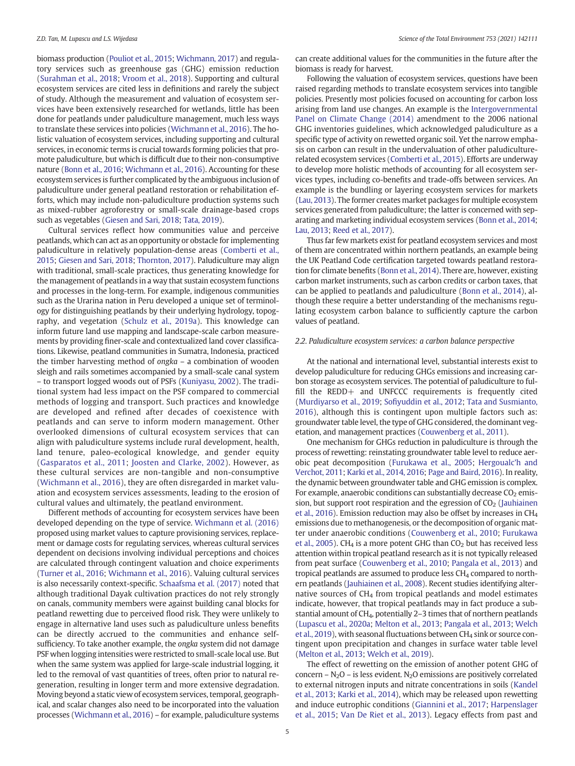biomass production (Pouliot et al., 2015; Wichmann, 2017) and regulatory services such as greenhouse gas (GHG) emission reduction (Surahman et al., 2018; Vroom et al., 2018). Supporting and cultural ecosystem services are cited less in definitions and rarely the subject of study. Although the measurement and valuation of ecosystem services have been extensively researched for wetlands, little has been done for peatlands under paludiculture management, much less ways to translate these services into policies (Wichmann et al., 2016). The holistic valuation of ecosystem services, including supporting and cultural services, in economic terms is crucial towards forming policies that promote paludiculture, but which is difficult due to their non-consumptive nature (Bonn et al., 2016; Wichmann et al., 2016). Accounting for these ecosystem services is further complicated by the ambiguous inclusion of paludiculture under general peatland restoration or rehabilitation efforts, which may include non-paludiculture production systems such as mixed-rubber agroforestry or small-scale drainage-based crops such as vegetables (Giesen and Sari, 2018; Tata, 2019).

Cultural services reflect how communities value and perceive peatlands, which can act as an opportunity or obstacle for implementing paludiculture in relatively population-dense areas (Comberti et al., 2015; Giesen and Sari, 2018; Thornton, 2017). Paludiculture may align with traditional, small-scale practices, thus generating knowledge for the management of peatlands in a way that sustain ecosystem functions and processes in the long-term. For example, indigenous communities such as the Urarina nation in Peru developed a unique set of terminology for distinguishing peatlands by their underlying hydrology, topography, and vegetation (Schulz et al., 2019a). This knowledge can inform future land use mapping and landscape-scale carbon measurements by providing finer-scale and contextualized land cover classifications. Likewise, peatland communities in Sumatra, Indonesia, practiced the timber harvesting method of *ongka* – a combination of wooden sleigh and rails sometimes accompanied by a small-scale canal system – to transport logged woods out of PSFs (Kuniyasu, 2002). The traditional system had less impact on the PSF compared to commercial methods of logging and transport. Such practices and knowledge are developed and refined after decades of coexistence with peatlands and can serve to inform modern management. Other overlooked dimensions of cultural ecosystem services that can align with paludiculture systems include rural development, health, land tenure, paleo-ecological knowledge, and gender equity (Gasparatos et al., 2011; Joosten and Clarke, 2002). However, as these cultural services are non-tangible and non-consumptive (Wichmann et al., 2016), they are often disregarded in market valuation and ecosystem services assessments, leading to the erosion of cultural values and ultimately, the peatland environment.

Different methods of accounting for ecosystem services have been developed depending on the type of service. Wichmann et al. (2016) proposed using market values to capture provisioning services, replacement or damage costs for regulating services, whereas cultural services dependent on decisions involving individual perceptions and choices are calculated through contingent valuation and choice experiments (Turner et al., 2016; Wichmann et al., 2016). Valuing cultural services is also necessarily context-specific. Schaafsma et al. (2017) noted that although traditional Dayak cultivation practices do not rely strongly on canals, community members were against building canal blocks for peatland rewetting due to perceived flood risk. They were unlikely to engage in alternative land uses such as paludiculture unless benefits can be directly accrued to the communities and enhance self-sufficiency. To take another example, the *ongka* system did not damage PSF when logging intensities were restricted to small-scale local use. But when the same system was applied for large-scale industrial logging, it led to the removal of vast quantities of trees, often prior to natural regeneration, resulting in longer term and more extensive degradation. Moving beyond a static view of ecosystem services, temporal, geographical, and scalar changes also need to be incorporated into the valuation processes (Wichmann et al., 2016) – for example, paludiculture systems can create additional values for the communities in the future after the biomass is ready for harvest.

Following the valuation of ecosystem services, questions have been raised regarding methods to translate ecosystem services into tangible policies. Presently most policies focused on accounting for carbon loss arising from land use changes. An example is the Intergovernmental Panel on Climate Change (2014) amendment to the 2006 national GHG inventories guidelines, which acknowledged paludiculture as a specific type of activity on rewetted organic soil. Yet the narrow emphasis on carbon can result in the undervaluation of other paludiculture-related ecosystem services (Comberti et al., 2015). Efforts are underway to develop more holistic methods of accounting for all ecosystem services types, including co-benefits and trade-offs between services. An example is the bundling or layering ecosystem services for markets (Lau, 2013). The former creates market packages for multiple ecosystem services generated from paludiculture; the latter is concerned with separating and marketing individual ecosystem services (Bonn et al., 2014; Lau, 2013; Reed et al., 2017).

Thus far few markets exist for peatland ecosystem services and most of them are concentrated within northern peatlands, an example being the UK Peatland Code certification targeted towards peatland restoration for climate benefits (Bonn et al., 2014). There are, however, existing carbon market instruments, such as carbon credits or carbon taxes, that can be applied to peatlands and paludiculture (Bonn et al., 2014), although these require a better understanding of the mechanisms regulating ecosystem carbon balance to sufficiently capture the carbon values of peatland.

### 2.2. Paludiculture ecosystem services: a carbon balance perspective

At the national and international level, substantial interests exist to develop paludiculture for reducing GHGs emissions and increasing carbon storage as ecosystem services. The potential of paludiculture to fulfill the REDD+ and UNFCCC requirements is frequently cited (Murdiyarso et al., 2019; Sofiyuddin et al., 2012; Tata and Susmianto, 2016), although this is contingent upon multiple factors such as: groundwater table level, the type of GHG considered, the dominant vegetation, and management practices (Couwenberg et al., 2011).

One mechanism for GHGs reduction in paludiculture is through the process of rewetting: reinstating groundwater table level to reduce aerobic peat decomposition (Furukawa et al., 2005; Hergoualc'h and Verchot, 2011; Karki et al., 2014, 2016; Page and Baird, 2016). In reality, the dynamic between groundwater table and GHG emission is complex. For example, anaerobic conditions can substantially decrease $CO_2$ emission, but support root respiration and the egression of $CO_2$ (Jauhiainen et al., 2016). Emission reduction may also be offset by increases in $CH_4$ emissions due to methanogenesis, or the decomposition of organic matter under anaerobic conditions (Couwenberg et al., 2010; Furukawa et al., 2005). $CH_4$ is a more potent GHG than $CO_2$ but has received less attention within tropical peatland research as it is not typically released from peat surface (Couwenberg et al., 2010; Pangala et al., 2013) and tropical peatlands are assumed to produce less $CH_4$ compared to northern peatlands (Jauhiainen et al., 2008). Recent studies identifying alternative sources of $CH_4$ from tropical peatlands and model estimates indicate, however, that tropical peatlands may in fact produce a substantial amount of $CH_4$, potentially 2–3 times that of northern peatlands (Lupascu et al., 2020a; Melton et al., 2013; Pangala et al., 2013; Welch et al., 2019), with seasonal fluctuations between $CH_4$ sink or source contingent upon precipitation and changes in surface water table level (Melton et al., 2013; Welch et al., 2019).

The effect of rewetting on the emission of another potent GHG of concern – $N_2O$ – is less evident. $N_2O$ emissions are positively correlated to external nitrogen inputs and nitrate concentrations in soils (Kandel et al., 2013; Karki et al., 2014), which may be released upon rewetting and induce eutrophic conditions (Giannini et al., 2017; Harpenslager et al., 2015; Van De Riet et al., 2013). Legacy effects from past and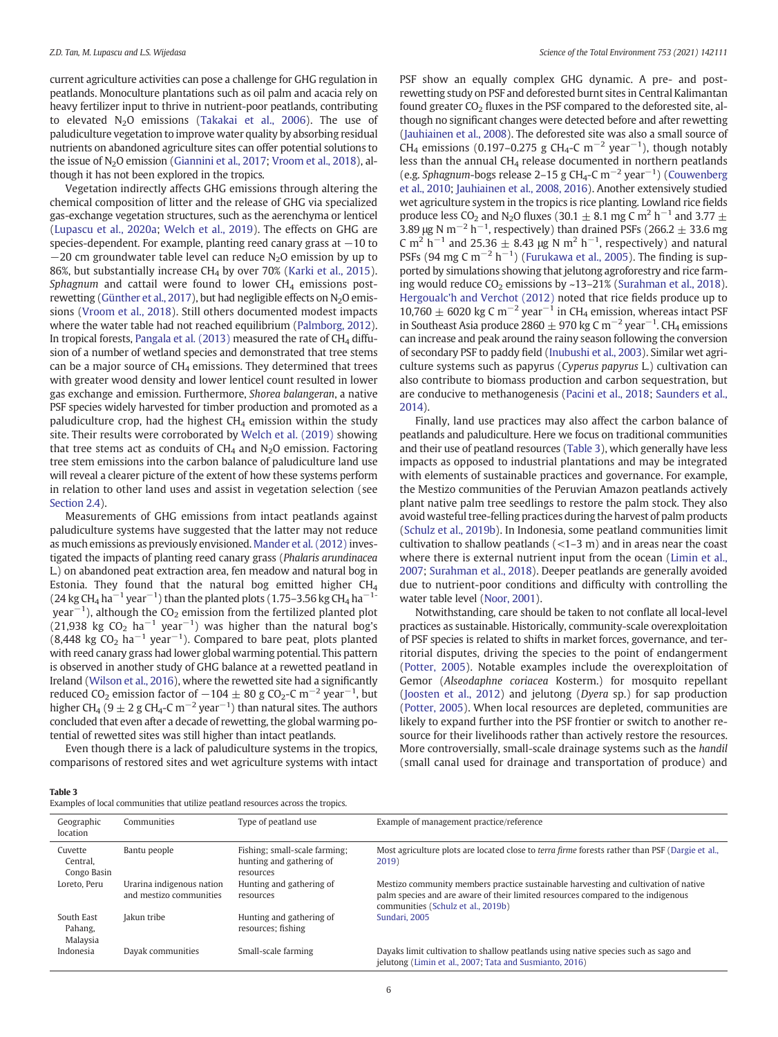current agriculture activities can pose a challenge for GHG regulation in peatlands. Monoculture plantations such as oil palm and acacia rely on heavy fertilizer input to thrive in nutrient-poor peatlands, contributing to elevated $N_2O$ emissions (Takakai et al., 2006). The use of paludiculture vegetation to improve water quality by absorbing residual nutrients on abandoned agriculture sites can offer potential solutions to the issue of $N_2O$ emission (Giannini et al., 2017; Vroom et al., 2018), although it has not been explored in the tropics.

Vegetation indirectly affects GHG emissions through altering the chemical composition of litter and the release of GHG via specialized gas-exchange vegetation structures, such as the aerenchyma or lenticel (Lupascu et al., 2020a; Welch et al., 2019). The effects on GHG are species-dependent. For example, planting reed canary grass at −10 to −20 cm groundwater table level can reduce $N_2O$ emission by up to 86%, but substantially increase $CH_4$ by over 70% (Karki et al., 2015). *Sphagnum* and cattail were found to lower $CH_4$ emissions post-rewetting (Günther et al., 2017), but had negligible effects on $N_2O$ emissions (Vroom et al., 2018). Still others documented modest impacts where the water table had not reached equilibrium (Palmborg, 2012). In tropical forests, Pangala et al. (2013) measured the rate of $CH_4$ diffusion of a number of wetland species and demonstrated that tree stems can be a major source of $CH_4$ emissions. They determined that trees with greater wood density and lower lenticel count resulted in lower gas exchange and emission. Furthermore, *Shorea balangeran*, a native PSF species widely harvested for timber production and promoted as a paludiculture crop, had the highest $CH_4$ emission within the study site. Their results were corroborated by Welch et al. (2019) showing that tree stems act as conduits of $CH_4$ and $N_2O$ emission. Factoring tree stem emissions into the carbon balance of paludiculture land use will reveal a clearer picture of the extent of how these systems perform in relation to other land uses and assist in vegetation selection (see Section 2.4).

Measurements of GHG emissions from intact peatlands against paludiculture systems have suggested that the latter may not reduce as much emissions as previously envisioned. Mander et al. (2012) investigated the impacts of planting reed canary grass (*Phalaris arundinacea* L.) on abandoned peat extraction area, fen meadow and natural bog in Estonia. They found that the natural bog emitted higher $CH_4$ (24 kg $CH_4$ $ha^{-1}$ $year^{-1}$) than the planted plots (1.75–3.56 kg $CH_4$ $ha^{-1}$ $year^{-1}$), although the $CO_2$ emission from the fertilized planted plot (21,938 kg $CO_2$ $ha^{-1}$ $year^{-1}$) was higher than the natural bog's (8,448 kg $CO_2$ $ha^{-1}$ $year^{-1}$). Compared to bare peat, plots planted with reed canary grass had lower global warming potential. This pattern is observed in another study of GHG balance at a rewetted peatland in Ireland (Wilson et al., 2016), where the rewetted site had a significantly reduced $CO_2$ emission factor of $-104 \pm 80$ g $CO_2$-C $m^{-2}$ $year^{-1}$, but higher $CH_4$ ($9 \pm 2$ g $CH_4$-C $m^{-2}$ $year^{-1}$) than natural sites. The authors concluded that even after a decade of rewetting, the global warming potential of rewetted sites was still higher than intact peatlands.

Even though there is a lack of paludiculture systems in the tropics, comparisons of restored sites and wet agriculture systems with intact PSF show an equally complex GHG dynamic. A pre- and post-rewetting study on PSF and deforested burnt sites in Central Kalimantan found greater $CO_2$ fluxes in the PSF compared to the deforested site, although no significant changes were detected before and after rewetting (Jauhiainen et al., 2008). The deforested site was also a small source of $CH_4$ emissions (0.197–0.275 g $CH_4$-C $m^{-2}$ $year^{-1}$), though notably less than the annual $CH_4$ release documented in northern peatlands (e.g. *Sphagnum*-bogs release 2–15 g $CH_4$-C $m^{-2}$ $year^{-1}$) (Couwenberg et al., 2010; Jauhiainen et al., 2008, 2016). Another extensively studied wet agriculture system in the tropics is rice planting. Lowland rice fields produce less $CO_2$ and $N_2O$ fluxes ($30.1 \pm 8.1$ mg C $m^2$ $h^{-1}$ and $3.77 \pm 3.89$ μg N $m^{-2}$ $h^{-1}$, respectively) than drained PSFs ($266.2 \pm 33.6$ mg C $m^2$ $h^{-1}$ and $25.36 \pm 8.43$ μg N $m^2$ $h^{-1}$, respectively) and natural PSFs (94 mg C $m^{-2}$ $h^{-1}$) (Furukawa et al., 2005). The finding is supported by simulations showing that jelutong agroforestry and rice farming would reduce $CO_2$ emissions by ~13–21% (Surahman et al., 2018). Hergoualc'h and Verchot (2012) noted that rice fields produce up to $10{,}760 \pm 6020$ kg C $m^{-2}$ $year^{-1}$ in $CH_4$ emission, whereas intact PSF in Southeast Asia produce $2860 \pm 970$ kg C $m^{-2}$ $year^{-1}$. $CH_4$ emissions can increase and peak around the rainy season following the conversion of secondary PSF to paddy field (Inubushi et al., 2003). Similar wet agriculture systems such as papyrus (*Cyperus papyrus* L.) cultivation can also contribute to biomass production and carbon sequestration, but are conducive to methanogenesis (Pacini et al., 2018; Saunders et al., 2014).

Finally, land use practices may also affect the carbon balance of peatlands and paludiculture. Here we focus on traditional communities and their use of peatland resources (Table 3), which generally have less impacts as opposed to industrial plantations and may be integrated with elements of sustainable practices and governance. For example, the Mestizo communities of the Peruvian Amazon peatlands actively plant native palm tree seedlings to restore the palm stock. They also avoid wasteful tree-felling practices during the harvest of palm products (Schulz et al., 2019b). In Indonesia, some peatland communities limit cultivation to shallow peatlands (<1–3 m) and in areas near the coast where there is external nutrient input from the ocean (Limin et al., 2007; Surahman et al., 2018). Deeper peatlands are generally avoided due to nutrient-poor conditions and difficulty with controlling the water table level (Noor, 2001).

Notwithstanding, care should be taken to not conflate all local-level practices as sustainable. Historically, community-scale overexploitation of PSF species is related to shifts in market forces, governance, and territorial disputes, driving the species to the point of endangerment (Potter, 2005). Notable examples include the overexploitation of Gemor (*Alseodaphne coriacea* Kosterm.) for mosquito repellant (Joosten et al., 2012) and jelutong (*Dyera* sp.) for sap production (Potter, 2005). When local resources are depleted, communities are likely to expand further into the PSF frontier or switch to another resource for their livelihoods rather than actively restore the resources. More controversially, small-scale drainage systems such as the *handil* (small canal used for drainage and transportation of produce) and

**Table 3**
Examples of local communities that utilize peatland resources across the tropics.

| Geographic location | Communities | Type of peatland use | Example of management practice/reference |
|---|---|---|---|
| Cuvette Central, Congo Basin | Bantu people | Fishing; small-scale farming; hunting and gathering of resources | Most agriculture plots are located close to *terra firme* forests rather than PSF (Dargie et al., 2019) |
| Loreto, Peru | Urarina indigenous nation and mestizo communities | Hunting and gathering of resources | Mestizo community members practice sustainable harvesting and cultivation of native palm species and are aware of their limited resources compared to the indigenous communities (Schulz et al., 2019b) |
| South East Pahang, Malaysia | Jakun tribe | Hunting and gathering of resources; fishing | Sundari, 2005 |
| Indonesia | Dayak communities | Small-scale farming | Dayaks limit cultivation to shallow peatlands using native species such as sago and jelutong (Limin et al., 2007; Tata and Susmianto, 2016) |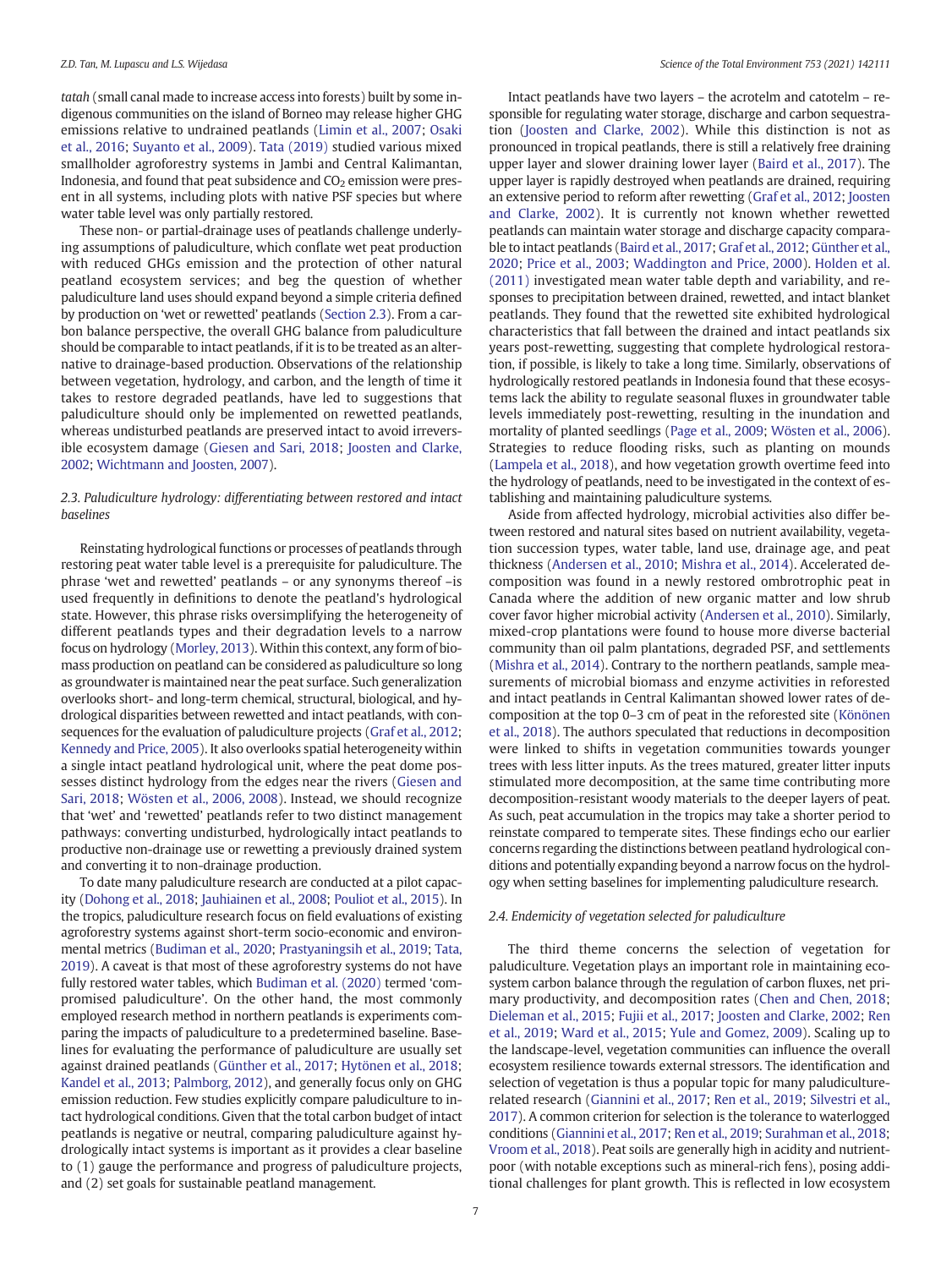*tatah* (small canal made to increase access into forests) built by some indigenous communities on the island of Borneo may release higher GHG emissions relative to undrained peatlands (Limin et al., 2007; Osaki et al., 2016; Suyanto et al., 2009). Tata (2019) studied various mixed smallholder agroforestry systems in Jambi and Central Kalimantan, Indonesia, and found that peat subsidence and $CO_2$ emission were present in all systems, including plots with native PSF species but where water table level was only partially restored.

These non- or partial-drainage uses of peatlands challenge underlying assumptions of paludiculture, which conflate wet peat production with reduced GHGs emission and the protection of other natural peatland ecosystem services; and beg the question of whether paludiculture land uses should expand beyond a simple criteria defined by production on 'wet or rewetted' peatlands (Section 2.3). From a carbon balance perspective, the overall GHG balance from paludiculture should be comparable to intact peatlands, if it is to be treated as an alternative to drainage-based production. Observations of the relationship between vegetation, hydrology, and carbon, and the length of time it takes to restore degraded peatlands, have led to suggestions that paludiculture should only be implemented on rewetted peatlands, whereas undisturbed peatlands are preserved intact to avoid irreversible ecosystem damage (Giesen and Sari, 2018; Joosten and Clarke, 2002; Wichtmann and Joosten, 2007).

### 2.3. Paludiculture hydrology: differentiating between restored and intact baselines

Reinstating hydrological functions or processes of peatlands through restoring peat water table level is a prerequisite for paludiculture. The phrase 'wet and rewetted' peatlands – or any synonyms thereof –is used frequently in definitions to denote the peatland's hydrological state. However, this phrase risks oversimplifying the heterogeneity of different peatlands types and their degradation levels to a narrow focus on hydrology (Morley, 2013). Within this context, any form of biomass production on peatland can be considered as paludiculture so long as groundwater is maintained near the peat surface. Such generalization overlooks short- and long-term chemical, structural, biological, and hydrological disparities between rewetted and intact peatlands, with consequences for the evaluation of paludiculture projects (Graf et al., 2012; Kennedy and Price, 2005). It also overlooks spatial heterogeneity within a single intact peatland hydrological unit, where the peat dome possesses distinct hydrology from the edges near the rivers (Giesen and Sari, 2018; Wösten et al., 2006, 2008). Instead, we should recognize that 'wet' and 'rewetted' peatlands refer to two distinct management pathways: converting undisturbed, hydrologically intact peatlands to productive non-drainage use or rewetting a previously drained system and converting it to non-drainage production.

To date many paludiculture research are conducted at a pilot capacity (Dohong et al., 2018; Jauhiainen et al., 2008; Pouliot et al., 2015). In the tropics, paludiculture research focus on field evaluations of existing agroforestry systems against short-term socio-economic and environmental metrics (Budiman et al., 2020; Prastyaningsih et al., 2019; Tata, 2019). A caveat is that most of these agroforestry systems do not have fully restored water tables, which Budiman et al. (2020) termed 'compromised paludiculture'. On the other hand, the most commonly employed research method in northern peatlands is experiments comparing the impacts of paludiculture to a predetermined baseline. Baselines for evaluating the performance of paludiculture are usually set against drained peatlands (Günther et al., 2017; Hytönen et al., 2018; Kandel et al., 2013; Palmborg, 2012), and generally focus only on GHG emission reduction. Few studies explicitly compare paludiculture to intact hydrological conditions. Given that the total carbon budget of intact peatlands is negative or neutral, comparing paludiculture against hydrologically intact systems is important as it provides a clear baseline to (1) gauge the performance and progress of paludiculture projects, and (2) set goals for sustainable peatland management.

Intact peatlands have two layers – the acrotelm and catotelm – responsible for regulating water storage, discharge and carbon sequestration (Joosten and Clarke, 2002). While this distinction is not as pronounced in tropical peatlands, there is still a relatively free draining upper layer and slower draining lower layer (Baird et al., 2017). The upper layer is rapidly destroyed when peatlands are drained, requiring an extensive period to reform after rewetting (Graf et al., 2012; Joosten and Clarke, 2002). It is currently not known whether rewetted peatlands can maintain water storage and discharge capacity comparable to intact peatlands (Baird et al., 2017; Graf et al., 2012; Günther et al., 2020; Price et al., 2003; Waddington and Price, 2000). Holden et al. (2011) investigated mean water table depth and variability, and responses to precipitation between drained, rewetted, and intact blanket peatlands. They found that the rewetted site exhibited hydrological characteristics that fall between the drained and intact peatlands six years post-rewetting, suggesting that complete hydrological restoration, if possible, is likely to take a long time. Similarly, observations of hydrologically restored peatlands in Indonesia found that these ecosystems lack the ability to regulate seasonal fluxes in groundwater table levels immediately post-rewetting, resulting in the inundation and mortality of planted seedlings (Page et al., 2009; Wösten et al., 2006). Strategies to reduce flooding risks, such as planting on mounds (Lampela et al., 2018), and how vegetation growth overtime feed into the hydrology of peatlands, need to be investigated in the context of establishing and maintaining paludiculture systems.

Aside from affected hydrology, microbial activities also differ between restored and natural sites based on nutrient availability, vegetation succession types, water table, land use, drainage age, and peat thickness (Andersen et al., 2010; Mishra et al., 2014). Accelerated decomposition was found in a newly restored ombrotrophic peat in Canada where the addition of new organic matter and low shrub cover favor higher microbial activity (Andersen et al., 2010). Similarly, mixed-crop plantations were found to house more diverse bacterial community than oil palm plantations, degraded PSF, and settlements (Mishra et al., 2014). Contrary to the northern peatlands, sample measurements of microbial biomass and enzyme activities in reforested and intact peatlands in Central Kalimantan showed lower rates of decomposition at the top 0–3 cm of peat in the reforested site (Könönen et al., 2018). The authors speculated that reductions in decomposition were linked to shifts in vegetation communities towards younger trees with less litter inputs. As the trees matured, greater litter inputs stimulated more decomposition, at the same time contributing more decomposition-resistant woody materials to the deeper layers of peat. As such, peat accumulation in the tropics may take a shorter period to reinstate compared to temperate sites. These findings echo our earlier concerns regarding the distinctions between peatland hydrological conditions and potentially expanding beyond a narrow focus on the hydrology when setting baselines for implementing paludiculture research.

### 2.4. Endemicity of vegetation selected for paludiculture

The third theme concerns the selection of vegetation for paludiculture. Vegetation plays an important role in maintaining ecosystem carbon balance through the regulation of carbon fluxes, net primary productivity, and decomposition rates (Chen and Chen, 2018; Dieleman et al., 2015; Fujii et al., 2017; Joosten and Clarke, 2002; Ren et al., 2019; Ward et al., 2015; Yule and Gomez, 2009). Scaling up to the landscape-level, vegetation communities can influence the overall ecosystem resilience towards external stressors. The identification and selection of vegetation is thus a popular topic for many paludiculture-related research (Giannini et al., 2017; Ren et al., 2019; Silvestri et al., 2017). A common criterion for selection is the tolerance to waterlogged conditions (Giannini et al., 2017; Ren et al., 2019; Surahman et al., 2018; Vroom et al., 2018). Peat soils are generally high in acidity and nutrient-poor (with notable exceptions such as mineral-rich fens), posing additional challenges for plant growth. This is reflected in low ecosystem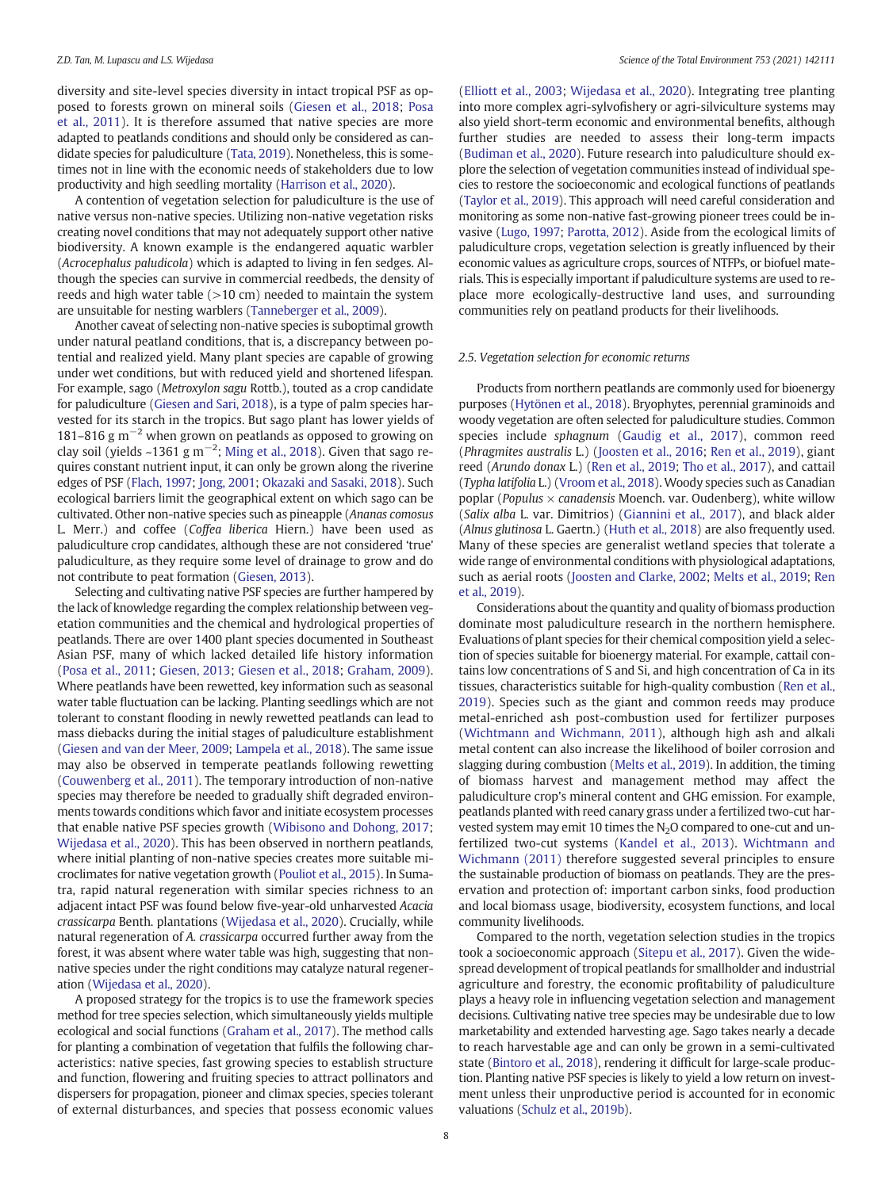diversity and site-level species diversity in intact tropical PSF as opposed to forests grown on mineral soils (Giesen et al., 2018; Posa et al., 2011). It is therefore assumed that native species are more adapted to peatlands conditions and should only be considered as candidate species for paludiculture (Tata, 2019). Nonetheless, this is sometimes not in line with the economic needs of stakeholders due to low productivity and high seedling mortality (Harrison et al., 2020).

A contention of vegetation selection for paludiculture is the use of native versus non-native species. Utilizing non-native vegetation risks creating novel conditions that may not adequately support other native biodiversity. A known example is the endangered aquatic warbler (*Acrocephalus paludicola*) which is adapted to living in fen sedges. Although the species can survive in commercial reedbeds, the density of reeds and high water table (>10 cm) needed to maintain the system are unsuitable for nesting warblers (Tanneberger et al., 2009).

Another caveat of selecting non-native species is suboptimal growth under natural peatland conditions, that is, a discrepancy between potential and realized yield. Many plant species are capable of growing under wet conditions, but with reduced yield and shortened lifespan. For example, sago (*Metroxylon sagu* Rottb.), touted as a crop candidate for paludiculture (Giesen and Sari, 2018), is a type of palm species harvested for its starch in the tropics. But sago plant has lower yields of 181–816 g $m^{-2}$ when grown on peatlands as opposed to growing on clay soil (yields ~1361 g $m^{-2}$; Ming et al., 2018). Given that sago requires constant nutrient input, it can only be grown along the riverine edges of PSF (Flach, 1997; Jong, 2001; Okazaki and Sasaki, 2018). Such ecological barriers limit the geographical extent on which sago can be cultivated. Other non-native species such as pineapple (*Ananas comosus* L. Merr.) and coffee (*Coffea liberica* Hiern.) have been used as paludiculture crop candidates, although these are not considered 'true' paludiculture, as they require some level of drainage to grow and do not contribute to peat formation (Giesen, 2013).

Selecting and cultivating native PSF species are further hampered by the lack of knowledge regarding the complex relationship between vegetation communities and the chemical and hydrological properties of peatlands. There are over 1400 plant species documented in Southeast Asian PSF, many of which lacked detailed life history information (Posa et al., 2011; Giesen, 2013; Giesen et al., 2018; Graham, 2009). Where peatlands have been rewetted, key information such as seasonal water table fluctuation can be lacking. Planting seedlings which are not tolerant to constant flooding in newly rewetted peatlands can lead to mass diebacks during the initial stages of paludiculture establishment (Giesen and van der Meer, 2009; Lampela et al., 2018). The same issue may also be observed in temperate peatlands following rewetting (Couwenberg et al., 2011). The temporary introduction of non-native species may therefore be needed to gradually shift degraded environments towards conditions which favor and initiate ecosystem processes that enable native PSF species growth (Wibisono and Dohong, 2017; Wijedasa et al., 2020). This has been observed in northern peatlands, where initial planting of non-native species creates more suitable microclimates for native vegetation growth (Pouliot et al., 2015). In Sumatra, rapid natural regeneration with similar species richness to an adjacent intact PSF was found below five-year-old unharvested *Acacia crassicarpa* Benth. plantations (Wijedasa et al., 2020). Crucially, while natural regeneration of *A. crassicarpa* occurred further away from the forest, it was absent where water table was high, suggesting that non-native species under the right conditions may catalyze natural regeneration (Wijedasa et al., 2020).

A proposed strategy for the tropics is to use the framework species method for tree species selection, which simultaneously yields multiple ecological and social functions (Graham et al., 2017). The method calls for planting a combination of vegetation that fulfils the following characteristics: native species, fast growing species to establish structure and function, flowering and fruiting species to attract pollinators and dispersers for propagation, pioneer and climax species, species tolerant of external disturbances, and species that possess economic values (Elliott et al., 2003; Wijedasa et al., 2020). Integrating tree planting into more complex agri-sylvofishery or agri-silviculture systems may also yield short-term economic and environmental benefits, although further studies are needed to assess their long-term impacts (Budiman et al., 2020). Future research into paludiculture should explore the selection of vegetation communities instead of individual species to restore the socioeconomic and ecological functions of peatlands (Taylor et al., 2019). This approach will need careful consideration and monitoring as some non-native fast-growing pioneer trees could be invasive (Lugo, 1997; Parotta, 2012). Aside from the ecological limits of paludiculture crops, vegetation selection is greatly influenced by their economic values as agriculture crops, sources of NTFPs, or biofuel materials. This is especially important if paludiculture systems are used to replace more ecologically-destructive land uses, and surrounding communities rely on peatland products for their livelihoods.

### 2.5. Vegetation selection for economic returns

Products from northern peatlands are commonly used for bioenergy purposes (Hytönen et al., 2018). Bryophytes, perennial graminoids and woody vegetation are often selected for paludiculture studies. Common species include *sphagnum* (Gaudig et al., 2017), common reed (*Phragmites australis* L.) (Joosten et al., 2016; Ren et al., 2019), giant reed (*Arundo donax* L.) (Ren et al., 2019; Tho et al., 2017), and cattail (*Typha latifolia* L.) (Vroom et al., 2018). Woody species such as Canadian poplar (*Populus × canadensis* Moench. var. Oudenberg), white willow (*Salix alba* L. var. Dimitrios) (Giannini et al., 2017), and black alder (*Alnus glutinosa* L. Gaertn.) (Huth et al., 2018) are also frequently used. Many of these species are generalist wetland species that tolerate a wide range of environmental conditions with physiological adaptations, such as aerial roots (Joosten and Clarke, 2002; Melts et al., 2019; Ren et al., 2019).

Considerations about the quantity and quality of biomass production dominate most paludiculture research in the northern hemisphere. Evaluations of plant species for their chemical composition yield a selection of species suitable for bioenergy material. For example, cattail contains low concentrations of S and Si, and high concentration of Ca in its tissues, characteristics suitable for high-quality combustion (Ren et al., 2019). Species such as the giant and common reeds may produce metal-enriched ash post-combustion used for fertilizer purposes (Wichtmann and Wichmann, 2011), although high ash and alkali metal content can also increase the likelihood of boiler corrosion and slagging during combustion (Melts et al., 2019). In addition, the timing of biomass harvest and management method may affect the paludiculture crop's mineral content and GHG emission. For example, peatlands planted with reed canary grass under a fertilized two-cut harvested system may emit 10 times the $N_2O$ compared to one-cut and unfertilized two-cut systems (Kandel et al., 2013). Wichtmann and Wichmann (2011) therefore suggested several principles to ensure the sustainable production of biomass on peatlands. They are the preservation and protection of: important carbon sinks, food production and local biomass usage, biodiversity, ecosystem functions, and local community livelihoods.

Compared to the north, vegetation selection studies in the tropics took a socioeconomic approach (Sitepu et al., 2017). Given the widespread development of tropical peatlands for smallholder and industrial agriculture and forestry, the economic profitability of paludiculture plays a heavy role in influencing vegetation selection and management decisions. Cultivating native tree species may be undesirable due to low marketability and extended harvesting age. Sago takes nearly a decade to reach harvestable age and can only be grown in a semi-cultivated state (Bintoro et al., 2018), rendering it difficult for large-scale production. Planting native PSF species is likely to yield a low return on investment unless their unproductive period is accounted for in economic valuations (Schulz et al., 2019b).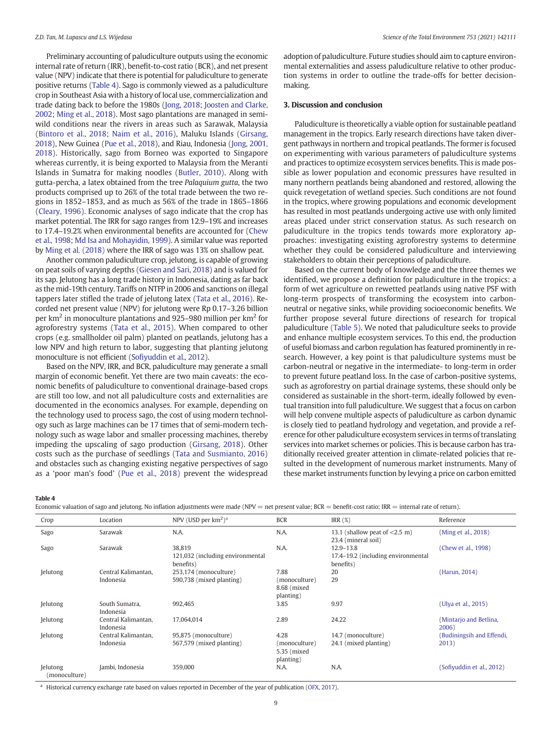Preliminary accounting of paludiculture outputs using the economic internal rate of return (IRR), benefit-to-cost ratio (BCR), and net present value (NPV) indicate that there is potential for paludiculture to generate positive returns (Table 4). Sago is commonly viewed as a paludiculture crop in Southeast Asia with a history of local use, commercialization and trade dating back to before the 1980s (Jong, 2018; Joosten and Clarke, 2002; Ming et al., 2018). Most sago plantations are managed in semi-wild conditions near the rivers in areas such as Sarawak, Malaysia (Bintoro et al., 2018; Naim et al., 2016), Maluku Islands (Girsang, 2018), New Guinea (Pue et al., 2018), and Riau, Indonesia (Jong, 2001, 2018). Historically, sago from Borneo was exported to Singapore whereas currently, it is being exported to Malaysia from the Meranti Islands in Sumatra for making noodles (Butler, 2010). Along with gutta-percha, a latex obtained from the tree *Palaquium gutta*, the two products comprised up to 26% of the total trade between the two regions in 1852–1853, and as much as 56% of the trade in 1865–1866 (Cleary, 1996). Economic analyses of sago indicate that the crop has market potential. The IRR for sago ranges from 12.9–19% and increases to 17.4–19.2% when environmental benefits are accounted for (Chew et al., 1998; Md Isa and Mohayidin, 1999). A similar value was reported by Ming et al. (2018) where the IRR of sago was 13% on shallow peat.

Another common paludiculture crop, jelutong, is capable of growing on peat soils of varying depths (Giesen and Sari, 2018) and is valued for its sap. Jelutong has a long trade history in Indonesia, dating as far back as the mid-19th century. Tariffs on NTFP in 2006 and sanctions on illegal tappers later stifled the trade of jelutong latex (Tata et al., 2016). Recorded net present value (NPV) for jelutong were Rp 0.17–3.26 billion per km$^2$ in monoculture plantations and 925–980 million per km$^2$ for agroforestry systems (Tata et al., 2015). When compared to other crops (e.g. smallholder oil palm) planted on peatlands, jelutong has a low NPV and high return to labor, suggesting that planting jelutong monoculture is not efficient (Sofiyuddin et al., 2012).

Based on the NPV, IRR, and BCR, paludiculture may generate a small margin of economic benefit. Yet there are two main caveats: the economic benefits of paludiculture to conventional drainage-based crops are still too low, and not all paludiculture costs and externalities are documented in the economics analyses. For example, depending on the technology used to process sago, the cost of using modern technology such as large machines can be 17 times that of semi-modern technology such as wage labor and smaller processing machines, thereby impeding the upscaling of sago production (Girsang, 2018). Other costs such as the purchase of seedlings (Tata and Susmianto, 2016) and obstacles such as changing existing negative perspectives of sago as a 'poor man's food' (Pue et al., 2018) prevent the widespread adoption of paludiculture. Future studies should aim to capture environmental externalities and assess paludiculture relative to other production systems in order to outline the trade-offs for better decision-making.

## 3. Discussion and conclusion

Paludiculture is theoretically a viable option for sustainable peatland management in the tropics. Early research directions have taken divergent pathways in northern and tropical peatlands. The former is focused on experimenting with various parameters of paludiculture systems and practices to optimize ecosystem services benefits. This is made possible as lower population and economic pressures have resulted in many northern peatlands being abandoned and restored, allowing the quick revegetation of wetland species. Such conditions are not found in the tropics, where growing populations and economic development has resulted in most peatlands undergoing active use with only limited areas placed under strict conservation status. As such research on paludiculture in the tropics tends towards more exploratory approaches: investigating existing agroforestry systems to determine whether they could be considered paludiculture and interviewing stakeholders to obtain their perceptions of paludiculture.

Based on the current body of knowledge and the three themes we identified, we propose a definition for paludiculture in the tropics: a form of wet agriculture on rewetted peatlands using native PSF with long-term prospects of transforming the ecosystem into carbon-neutral or negative sinks, while providing socioeconomic benefits. We further propose several future directions of research for tropical paludiculture (Table 5). We noted that paludiculture seeks to provide and enhance multiple ecosystem services. To this end, the production of useful biomass and carbon regulation has featured prominently in research. However, a key point is that paludiculture systems must be carbon-neutral or negative in the intermediate- to long-term in order to prevent future peatland loss. In the case of carbon-positive systems, such as agroforestry on partial drainage systems, these should only be considered as sustainable in the short-term, ideally followed by eventual transition into full paludiculture. We suggest that a focus on carbon will help convene multiple aspects of paludiculture as carbon dynamic is closely tied to peatland hydrology and vegetation, and provide a reference for other paludiculture ecosystem services in terms of translating services into market schemes or policies. This is because carbon has traditionally received greater attention in climate-related policies that resulted in the development of numerous market instruments. Many of these market instruments function by levying a price on carbon emitted

**Table 4**
Economic valuation of sago and jelutong. No inflation adjustments were made (NPV = net present value; BCR = benefit-cost ratio; IRR = internal rate of return).

| Crop | Location | NPV (USD per km$^2$)[a] | BCR | IRR (%) | Reference |
|---|---|---|---|---|---|
| Sago | Sarawak | N.A. | N.A. | 13.1 (shallow peat of <2.5 m)<br>23.4 (mineral soil) | (Ming et al., 2018) |
| Sago | Sarawak | 38,819<br>121,032 (including environmental benefits) | N.A. | 12.9–13.8<br>17.4–19.2 (including environmental benefits) | (Chew et al., 1998) |
| Jelutong | Central Kalimantan, Indonesia | 253,174 (monoculture)<br>590,738 (mixed planting) | 7.88 (monoculture)<br>8.68 (mixed planting) | 20<br>29 | (Harun, 2014) |
| Jelutong | South Sumatra, Indonesia | 992,465 | 3.85 | 9.97 | (Ulya et al., 2015) |
| Jelutong | Central Kalimantan, Indonesia | 17,064,014 | 2.89 | 24.22 | (Mintarjo and Betlina, 2006) |
| Jelutong | Central Kalimantan, Indonesia | 95,875 (monoculture)<br>567,579 (mixed planting) | 4.28 (monoculture)<br>5.35 (mixed planting) | 14.7 (monoculture)<br>24.1 (mixed planting) | (Budiningsih and Effendi, 2013) |
| Jelutong (monoculture) | Jambi, Indonesia | 359,000 | N.A. | N.A. | (Sofiyuddin et al., 2012) |

[a] Historical currency exchange rate based on values reported in December of the year of publication (OFX, 2017).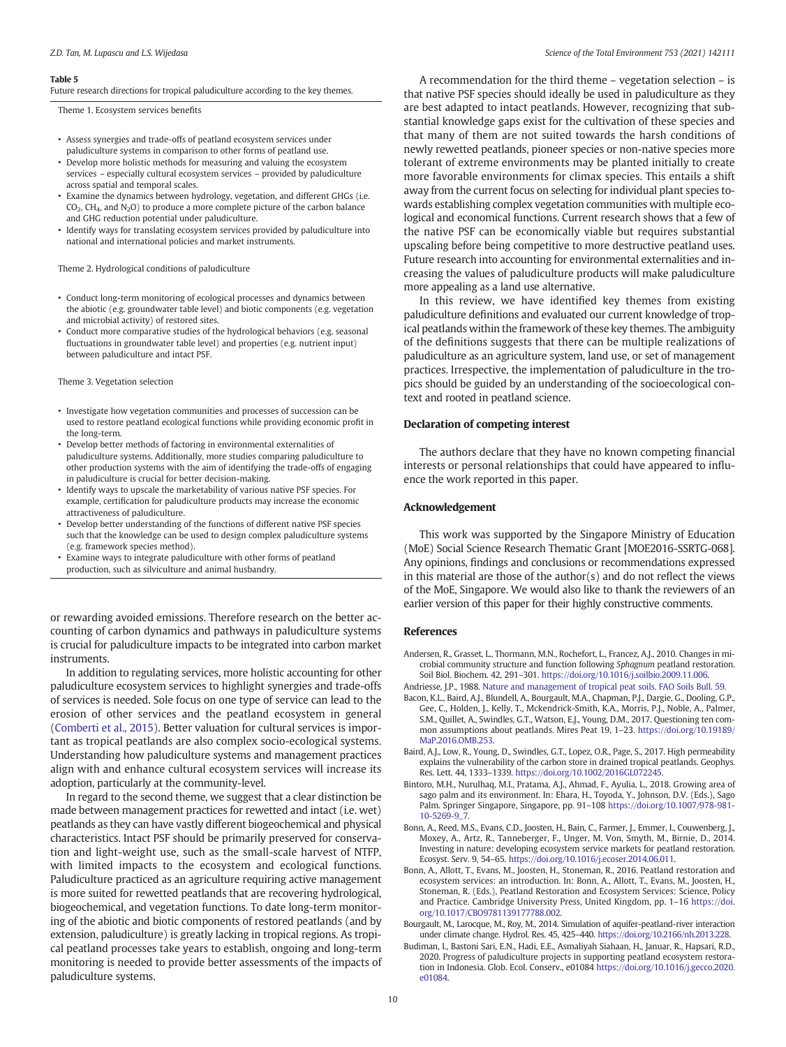**Table 5**
Future research directions for tropical paludiculture according to the key themes.

Theme 1. Ecosystem services benefits

- Assess synergies and trade-offs of peatland ecosystem services under paludiculture systems in comparison to other forms of peatland use.
- Develop more holistic methods for measuring and valuing the ecosystem services – especially cultural ecosystem services – provided by paludiculture across spatial and temporal scales.
- Examine the dynamics between hydrology, vegetation, and different GHGs (i.e. $CO_2$, $CH_4$, and $N_2O$) to produce a more complete picture of the carbon balance and GHG reduction potential under paludiculture.
- Identify ways for translating ecosystem services provided by paludiculture into national and international policies and market instruments.

Theme 2. Hydrological conditions of paludiculture

- Conduct long-term monitoring of ecological processes and dynamics between the abiotic (e.g. groundwater table level) and biotic components (e.g. vegetation and microbial activity) of restored sites.
- Conduct more comparative studies of the hydrological behaviors (e.g. seasonal fluctuations in groundwater table level) and properties (e.g. nutrient input) between paludiculture and intact PSF.

Theme 3. Vegetation selection

- Investigate how vegetation communities and processes of succession can be used to restore peatland ecological functions while providing economic profit in the long-term.
- Develop better methods of factoring in environmental externalities of paludiculture systems. Additionally, more studies comparing paludiculture to other production systems with the aim of identifying the trade-offs of engaging in paludiculture is crucial for better decision-making.
- Identify ways to upscale the marketability of various native PSF species. For example, certification for paludiculture products may increase the economic attractiveness of paludiculture.
- Develop better understanding of the functions of different native PSF species such that the knowledge can be used to design complex paludiculture systems (e.g. framework species method).
- Examine ways to integrate paludiculture with other forms of peatland production, such as silviculture and animal husbandry.

or rewarding avoided emissions. Therefore research on the better accounting of carbon dynamics and pathways in paludiculture systems is crucial for paludiculture impacts to be integrated into carbon market instruments.

In addition to regulating services, more holistic accounting for other paludiculture ecosystem services to highlight synergies and trade-offs of services is needed. Sole focus on one type of service can lead to the erosion of other services and the peatland ecosystem in general (Comberti et al., 2015). Better valuation for cultural services is important as tropical peatlands are also complex socio-ecological systems. Understanding how paludiculture systems and management practices align with and enhance cultural ecosystem services will increase its adoption, particularly at the community-level.

In regard to the second theme, we suggest that a clear distinction be made between management practices for rewetted and intact (i.e. wet) peatlands as they can have vastly different biogeochemical and physical characteristics. Intact PSF should be primarily preserved for conservation and light-weight use, such as the small-scale harvest of NTFP, with limited impacts to the ecosystem and ecological functions. Paludiculture practiced as an agriculture requiring active management is more suited for rewetted peatlands that are recovering hydrological, biogeochemical, and vegetation functions. To date long-term monitoring of the abiotic and biotic components of restored peatlands (and by extension, paludiculture) is greatly lacking in tropical regions. As tropical peatland processes take years to establish, ongoing and long-term monitoring is needed to provide better assessments of the impacts of paludiculture systems.

A recommendation for the third theme – vegetation selection – is that native PSF species should ideally be used in paludiculture as they are best adapted to intact peatlands. However, recognizing that substantial knowledge gaps exist for the cultivation of these species and that many of them are not suited towards the harsh conditions of newly rewetted peatlands, pioneer species or non-native species more tolerant of extreme environments may be planted initially to create more favorable environments for climax species. This entails a shift away from the current focus on selecting for individual plant species towards establishing complex vegetation communities with multiple ecological and economical functions. Current research shows that a few of the native PSF can be economically viable but requires substantial upscaling before being competitive to more destructive peatland uses. Future research into accounting for environmental externalities and increasing the values of paludiculture products will make paludiculture more appealing as a land use alternative.

In this review, we have identified key themes from existing paludiculture definitions and evaluated our current knowledge of tropical peatlands within the framework of these key themes. The ambiguity of the definitions suggests that there can be multiple realizations of paludiculture as an agriculture system, land use, or set of management practices. Irrespective, the implementation of paludiculture in the tropics should be guided by an understanding of the socioecological context and rooted in peatland science.

## Declaration of competing interest

The authors declare that they have no known competing financial interests or personal relationships that could have appeared to influence the work reported in this paper.

## Acknowledgement

This work was supported by the Singapore Ministry of Education (MoE) Social Science Research Thematic Grant [MOE2016-SSRTG-068]. Any opinions, findings and conclusions or recommendations expressed in this material are those of the author(s) and do not reflect the views of the MoE, Singapore. We would also like to thank the reviewers of an earlier version of this paper for their highly constructive comments.

## References

Andersen, R., Grasset, L., Thormann, M.N., Rochefort, L., Francez, A.J., 2010. Changes in microbial community structure and function following *Sphagnum* peatland restoration. Soil Biol. Biochem. 42, 291–301. https://doi.org/10.1016/j.soilbio.2009.11.006.

Andriesse, J.P., 1988. Nature and management of tropical peat soils. FAO Soils Bull. 59.

Bacon, K.L., Baird, A.J., Blundell, A., Bourgault, M.A., Chapman, P.J., Dargie, G., Dooling, G.P., Gee, C., Holden, J., Kelly, T., Mckendrick-Smith, K.A., Morris, P.J., Noble, A., Palmer, S.M., Quillet, A., Swindles, G.T., Watson, E.J., Young, D.M., 2017. Questioning ten common assumptions about peatlands. Mires Peat 19, 1–23. https://doi.org/10.19189/MaP.2016.OMB.253.

Baird, A.J., Low, R., Young, D., Swindles, G.T., Lopez, O.R., Page, S., 2017. High permeability explains the vulnerability of the carbon store in drained tropical peatlands. Geophys. Res. Lett. 44, 1333–1339. https://doi.org/10.1002/2016GL072245.

Bintoro, M.H., Nurulhaq, M.I., Pratama, A.J., Ahmad, F., Ayulia, L., 2018. Growing area of sago palm and its environment. In: Ehara, H., Toyoda, Y., Johnson, D.V. (Eds.), Sago Palm. Springer Singapore, Singapore, pp. 91–108 https://doi.org/10.1007/978-981-10-5269-9_7.

Bonn, A., Reed, M.S., Evans, C.D., Joosten, H., Bain, C., Farmer, J., Emmer, I., Couwenberg, J., Moxey, A., Artz, R., Tanneberger, F., Unger, M. Von, Smyth, M., Birnie, D., 2014. Investing in nature: developing ecosystem service markets for peatland restoration. Ecosyst. Serv. 9, 54–65. https://doi.org/10.1016/j.ecoser.2014.06.011.

Bonn, A., Allott, T., Evans, M., Joosten, H., Stoneman, R., 2016. Peatland restoration and ecosystem services: an introduction. In: Bonn, A., Allott, T., Evans, M., Joosten, H., Stoneman, R. (Eds.), Peatland Restoration and Ecosystem Services: Science, Policy and Practice. Cambridge University Press, United Kingdom, pp. 1–16 https://doi.org/10.1017/CBO9781139177788.002.

Bourgault, M., Larocque, M., Roy, M., 2014. Simulation of aquifer-peatland-river interaction under climate change. Hydrol. Res. 45, 425–440. https://doi.org/10.2166/nh.2013.228.

Budiman, I., Bastoni Sari, E.N., Hadi, E.E., Asmaliyah Siahaan, H., Januar, R., Hapsari, R.D., 2020. Progress of paludiculture projects in supporting peatland ecosystem restoration in Indonesia. Glob. Ecol. Conserv., e01084 https://doi.org/10.1016/j.gecco.2020.e01084.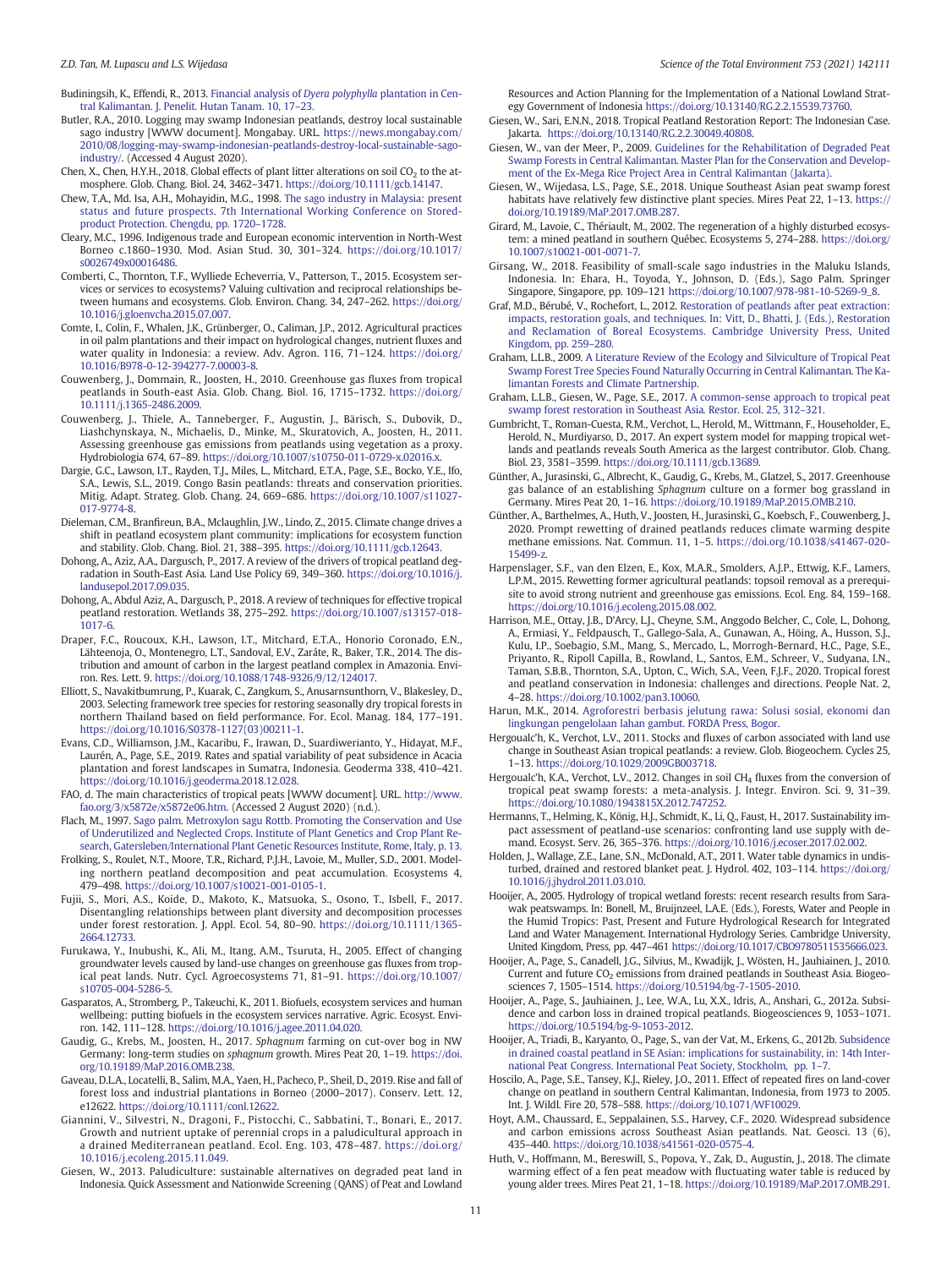Budiningsih, K., Effendi, R., 2013. Financial analysis of *Dyera polyphylla* plantation in Central Kalimantan. J. Penelit. Hutan Tanam. 10, 17–23.

Butler, R.A., 2010. Logging may swamp Indonesian peatlands, destroy local sustainable sago industry [WWW document]. Mongabay. URL. https://news.mongabay.com/2010/08/logging-may-swamp-indonesian-peatlands-destroy-local-sustainable-sago-industry/. (Accessed 4 August 2020).

Chen, X., Chen, H.Y.H., 2018. Global effects of plant litter alterations on soil $CO_2$ to the atmosphere. Glob. Chang. Biol. 24, 3462–3471. https://doi.org/10.1111/gcb.14147.

Chew, T.A., Md. Isa, A.H., Mohayidin, M.G., 1998. The sago industry in Malaysia: present status and future prospects. 7th International Working Conference on Stored-product Protection. Chengdu, pp. 1720–1728.

Cleary, M.C., 1996. Indigenous trade and European economic intervention in North-West Borneo c.1860–1930. Mod. Asian Stud. 30, 301–324. https://doi.org/10.1017/s0026749x00016486.

Comberti, C., Thornton, T.F., Wyllie de Echeverria, V., Patterson, T., 2015. Ecosystem services or services to ecosystems? Valuing cultivation and reciprocal relationships between humans and ecosystems. Glob. Environ. Chang. 34, 247–262. https://doi.org/10.1016/j.gloenvcha.2015.07.007.

Comte, I., Colin, F., Whalen, J.K., Grünberger, O., Caliman, J.P., 2012. Agricultural practices in oil palm plantations and their impact on hydrological changes, nutrient fluxes and water quality in Indonesia: a review. Adv. Agron. 116, 71–124. https://doi.org/10.1016/B978-0-12-394277-7.00003-8.

Couwenberg, J., Dommain, R., Joosten, H., 2010. Greenhouse gas fluxes from tropical peatlands in South-east Asia. Glob. Chang. Biol. 16, 1715–1732. https://doi.org/10.1111/j.1365-2486.2009.

Couwenberg, J., Thiele, A., Tanneberger, F., Augustin, J., Bärisch, S., Dubovik, D., Liashchynskaya, N., Michaelis, D., Minke, M., Skuratovich, A., Joosten, H., 2011. Assessing greenhouse gas emissions from peatlands using vegetation as a proxy. Hydrobiologia 674, 67–89. https://doi.org/10.1007/s10750-011-0729-x.02016.x.

Dargie, G.C., Lawson, I.T., Rayden, T.J., Miles, L., Mitchard, E.T.A., Page, S.E., Bocko, Y.E., Ifo, S.A., Lewis, S.L., 2019. Congo Basin peatlands: threats and conservation priorities. Mitig. Adapt. Strateg. Glob. Chang. 24, 669–686. https://doi.org/10.1007/s11027-017-9774-8.

Dieleman, C.M., Branfireun, B.A., Mclaughlin, J.W., Lindo, Z., 2015. Climate change drives a shift in peatland ecosystem plant community: implications for ecosystem function and stability. Glob. Chang. Biol. 21, 388–395. https://doi.org/10.1111/gcb.12643.

Dohong, A., Aziz, A.A., Dargusch, P., 2017. A review of the drivers of tropical peatland degradation in South-East Asia. Land Use Policy 69, 349–360. https://doi.org/10.1016/j.landusepol.2017.09.035.

Dohong, A., Abdul Aziz, A., Dargusch, P., 2018. A review of techniques for effective tropical peatland restoration. Wetlands 38, 275–292. https://doi.org/10.1007/s13157-018-1017-6.

Draper, F.C., Roucoux, K.H., Lawson, I.T., Mitchard, E.T.A., Honorio Coronado, E.N., Lähteenoja, O., Montenegro, L.T., Sandoval, E.V., Zaráte, R., Baker, T.R., 2014. The distribution and amount of carbon in the largest peatland complex in Amazonia. Environ. Res. Lett. 9. https://doi.org/10.1088/1748-9326/9/12/124017.

Elliott, S., Navakitbumrung, P., Kuarak, C., Zangkum, S., Anusarnsunthorn, V., Blakesley, D., 2003. Selecting framework tree species for restoring seasonally dry tropical forests in northern Thailand based on field performance. For. Ecol. Manag. 184, 177–191. https://doi.org/10.1016/S0378-1127(03)00211-1.

Evans, C.D., Williamson, J.M., Kacaribu, F., Irawan, D., Suardiwerianto, Y., Hidayat, M.F., Laurén, A., Page, S.E., 2019. Rates and spatial variability of peat subsidence in Acacia plantation and forest landscapes in Sumatra, Indonesia. Geoderma 338, 410–421. https://doi.org/10.1016/j.geoderma.2018.12.028.

FAO, d. The main characteristics of tropical peats [WWW document]. URL. http://www.fao.org/3/x5872e/x5872e06.htm. (Accessed 2 August 2020) (n.d.).

Flach, M., 1997. Sago palm. Metroxylon sagu Rottb. Promoting the Conservation and Use of Underutilized and Neglected Crops. Institute of Plant Genetics and Crop Plant Research, Gatersleben/International Plant Genetic Resources Institute, Rome, Italy, p. 13.

Frolking, S., Roulet, N.T., Moore, T.R., Richard, P.J.H., Lavoie, M., Muller, S.D., 2001. Modeling northern peatland decomposition and peat accumulation. Ecosystems 4, 479–498. https://doi.org/10.1007/s10021-001-0105-1.

Fujii, S., Mori, A.S., Koide, D., Makoto, K., Matsuoka, S., Osono, T., Isbell, F., 2017. Disentangling relationships between plant diversity and decomposition processes under forest restoration. J. Appl. Ecol. 54, 80–90. https://doi.org/10.1111/1365-2664.12733.

Furukawa, Y., Inubushi, K., Ali, M., Itang, A.M., Tsuruta, H., 2005. Effect of changing groundwater levels caused by land-use changes on greenhouse gas fluxes from tropical peat lands. Nutr. Cycl. Agroecosystems 71, 81–91. https://doi.org/10.1007/s10705-004-5286-5.

Gasparatos, A., Stromberg, P., Takeuchi, K., 2011. Biofuels, ecosystem services and human wellbeing: putting biofuels in the ecosystem services narrative. Agric. Ecosyst. Environ. 142, 111–128. https://doi.org/10.1016/j.agee.2011.04.020.

Gaudig, G., Krebs, M., Joosten, H., 2017. *Sphagnum* farming on cut-over bog in NW Germany: long-term studies on *sphagnum* growth. Mires Peat 20, 1–19. https://doi.org/10.19189/MaP.2016.OMB.238.

Gaveau, D.L.A., Locatelli, B., Salim, M.A., Yaen, H., Pacheco, P., Sheil, D., 2019. Rise and fall of forest loss and industrial plantations in Borneo (2000–2017). Conserv. Lett. 12, e12622. https://doi.org/10.1111/conl.12622.

Giannini, V., Silvestri, N., Dragoni, F., Pistocchi, C., Sabbatini, T., Bonari, E., 2017. Growth and nutrient uptake of perennial crops in a paludicultural approach in a drained Mediterranean peatland. Ecol. Eng. 103, 478–487. https://doi.org/10.1016/j.ecoleng.2015.11.049.

Giesen, W., 2013. Paludiculture: sustainable alternatives on degraded peat land in Indonesia. Quick Assessment and Nationwide Screening (QANS) of Peat and Lowland Resources and Action Planning for the Implementation of a National Lowland Strategy Government of Indonesia https://doi.org/10.13140/RG.2.2.15539.73760.

Giesen, W., Sari, E.N.N., 2018. Tropical Peatland Restoration Report: The Indonesian Case. Jakarta. https://doi.org/10.13140/RG.2.2.30049.40808.

Giesen, W., van der Meer, P., 2009. Guidelines for the Rehabilitation of Degraded Peat Swamp Forests in Central Kalimantan. Master Plan for the Conservation and Development of the Ex-Mega Rice Project Area in Central Kalimantan (Jakarta).

Giesen, W., Wijedasa, L.S., Page, S.E., 2018. Unique Southeast Asian peat swamp forest habitats have relatively few distinctive plant species. Mires Peat 22, 1–13. https://doi.org/10.19189/MaP.2017.OMB.287.

Girard, M., Lavoie, C., Thériault, M., 2002. The regeneration of a highly disturbed ecosystem: a mined peatland in southern Québec. Ecosystems 5, 274–288. https://doi.org/10.1007/s10021-001-0071-7.

Girsang, W., 2018. Feasibility of small-scale sago industries in the Maluku Islands, Indonesia. In: Ehara, H., Toyoda, Y., Johnson, D. (Eds.), Sago Palm. Springer Singapore, Singapore, pp. 109–121 https://doi.org/10.1007/978-981-10-5269-9_8.

Graf, M.D., Bérubé, V., Rochefort, L., 2012. Restoration of peatlands after peat extraction: impacts, restoration goals, and techniques. In: Vitt, D., Bhatti, J. (Eds.), Restoration and Reclamation of Boreal Ecosystems. Cambridge University Press, United Kingdom, pp. 259–280.

Graham, L.L.B., 2009. A Literature Review of the Ecology and Silviculture of Tropical Peat Swamp Forest Tree Species Found Naturally Occurring in Central Kalimantan. The Kalimantan Forests and Climate Partnership.

Graham, L.L.B., Giesen, W., Page, S.E., 2017. A common-sense approach to tropical peat swamp forest restoration in Southeast Asia. Restor. Ecol. 25, 312–321.

Gumbricht, T., Roman-Cuesta, R.M., Verchot, L., Herold, M., Wittmann, F., Householder, E., Herold, N., Murdiyarso, D., 2017. An expert system model for mapping tropical wetlands and peatlands reveals South America as the largest contributor. Glob. Chang. Biol. 23, 3581–3599. https://doi.org/10.1111/gcb.13689.

Günther, A., Jurasinski, G., Albrecht, K., Gaudig, G., Krebs, M., Glatzel, S., 2017. Greenhouse gas balance of an establishing *Sphagnum* culture on a former bog grassland in Germany. Mires Peat 20, 1–16. https://doi.org/10.19189/MaP.2015.OMB.210.

Günther, A., Barthelmes, A., Huth, V., Joosten, H., Jurasinski, G., Koebsch, F., Couwenberg, J., 2020. Prompt rewetting of drained peatlands reduces climate warming despite methane emissions. Nat. Commun. 11, 1–5. https://doi.org/10.1038/s41467-020-15499-z.

Harpenslager, S.F., van den Elzen, E., Kox, M.A.R., Smolders, A.J.P., Ettwig, K.F., Lamers, L.P.M., 2015. Rewetting former agricultural peatlands: topsoil removal as a prerequisite to avoid strong nutrient and greenhouse gas emissions. Ecol. Eng. 84, 159–168. https://doi.org/10.1016/j.ecoleng.2015.08.002.

Harrison, M.E., Ottay, J.B., D'Arcy, L.J., Cheyne, S.M., Anggodo Belcher, C., Cole, L., Dohong, A., Ermiasi, Y., Feldpausch, T., Gallego-Sala, A., Gunawan, A., Höing, A., Husson, S.J., Kulu, I.P., Soebagio, S.M., Mang, S., Mercado, L., Morrogh-Bernard, H.C., Page, S.E., Priyanto, R., Ripoll Capilla, B., Rowland, L., Santos, E.M., Schreer, V., Sudyana, I.N., Taman, S.B.B., Thornton, S.A., Upton, C., Wich, S.A., Veen, F.J.F., 2020. Tropical forest and peatland conservation in Indonesia: challenges and directions. People Nat. 2, 4–28. https://doi.org/10.1002/pan3.10060.

Harun, M.K., 2014. Agroforestri berbasis jelutung rawa: Solusi sosial, ekonomi dan lingkungan pengelolaan lahan gambut. FORDA Press, Bogor.

Hergoualc'h, K., Verchot, L.V., 2011. Stocks and fluxes of carbon associated with land use change in Southeast Asian tropical peatlands: a review. Glob. Biogeochem. Cycles 25, 1–13. https://doi.org/10.1029/2009GB003718.

Hergoualc'h, K.A., Verchot, L.V., 2012. Changes in soil $CH_4$ fluxes from the conversion of tropical peat swamp forests: a meta-analysis. J. Integr. Environ. Sci. 9, 31–39. https://doi.org/10.1080/1943815X.2012.747252.

Hermanns, T., Helming, K., König, H.J., Schmidt, K., Li, Q., Faust, H., 2017. Sustainability impact assessment of peatland-use scenarios: confronting land use supply with demand. Ecosyst. Serv. 26, 365–376. https://doi.org/10.1016/j.ecoser.2017.02.002.

Holden, J., Wallage, Z.E., Lane, S.N., McDonald, A.T., 2011. Water table dynamics in undisturbed, drained and restored blanket peat. J. Hydrol. 402, 103–114. https://doi.org/10.1016/j.jhydrol.2011.03.010.

Hooijer, A., 2005. Hydrology of tropical wetland forests: recent research results from Sarawak peatswamps. In: Bonell, M., Bruijnzeel, L.A.E. (Eds.), Forests, Water and People in the Humid Tropics: Past, Present and Future Hydrological Research for Integrated Land and Water Management. International Hydrology Series. Cambridge University, United Kingdom, Press, pp. 447–461 https://doi.org/10.1017/CBO9780511535666.023.

Hooijer, A., Page, S., Canadell, J.G., Silvius, M., Kwadijk, J., Wösten, H., Jauhiainen, J., 2010. Current and future $CO_2$ emissions from drained peatlands in Southeast Asia. Biogeosciences 7, 1505–1514. https://doi.org/10.5194/bg-7-1505-2010.

Hooijer, A., Page, S., Jauhiainen, J., Lee, W.A., Lu, X.X., Idris, A., Anshari, G., 2012a. Subsidence and carbon loss in drained tropical peatlands. Biogeosciences 9, 1053–1071. https://doi.org/10.5194/bg-9-1053-2012.

Hooijer, A., Triadi, B., Karyanto, O., Page, S., van der Vat, M., Erkens, G., 2012b. Subsidence in drained coastal peatland in SE Asian: implications for sustainability, in: 14th International Peat Congress. International Peat Society, Stockholm, pp. 1–7.

Hoscilo, A., Page, S.E., Tansey, K.J., Rieley, J.O., 2011. Effect of repeated fires on land-cover change on peatland in southern Central Kalimantan, Indonesia, from 1973 to 2005. Int. J. Wildl. Fire 20, 578–588. https://doi.org/10.1071/WF10029.

Hoyt, A.M., Chaussard, E., Seppalainen, S.S., Harvey, C.F., 2020. Widespread subsidence and carbon emissions across Southeast Asian peatlands. Nat. Geosci. 13 (6), 435–440. https://doi.org/10.1038/s41561-020-0575-4.

Huth, V., Hoffmann, M., Bereswill, S., Popova, Y., Zak, D., Augustin, J., 2018. The climate warming effect of a fen peat meadow with fluctuating water table is reduced by young alder trees. Mires Peat 21, 1–18. https://doi.org/10.19189/MaP.2017.OMB.291.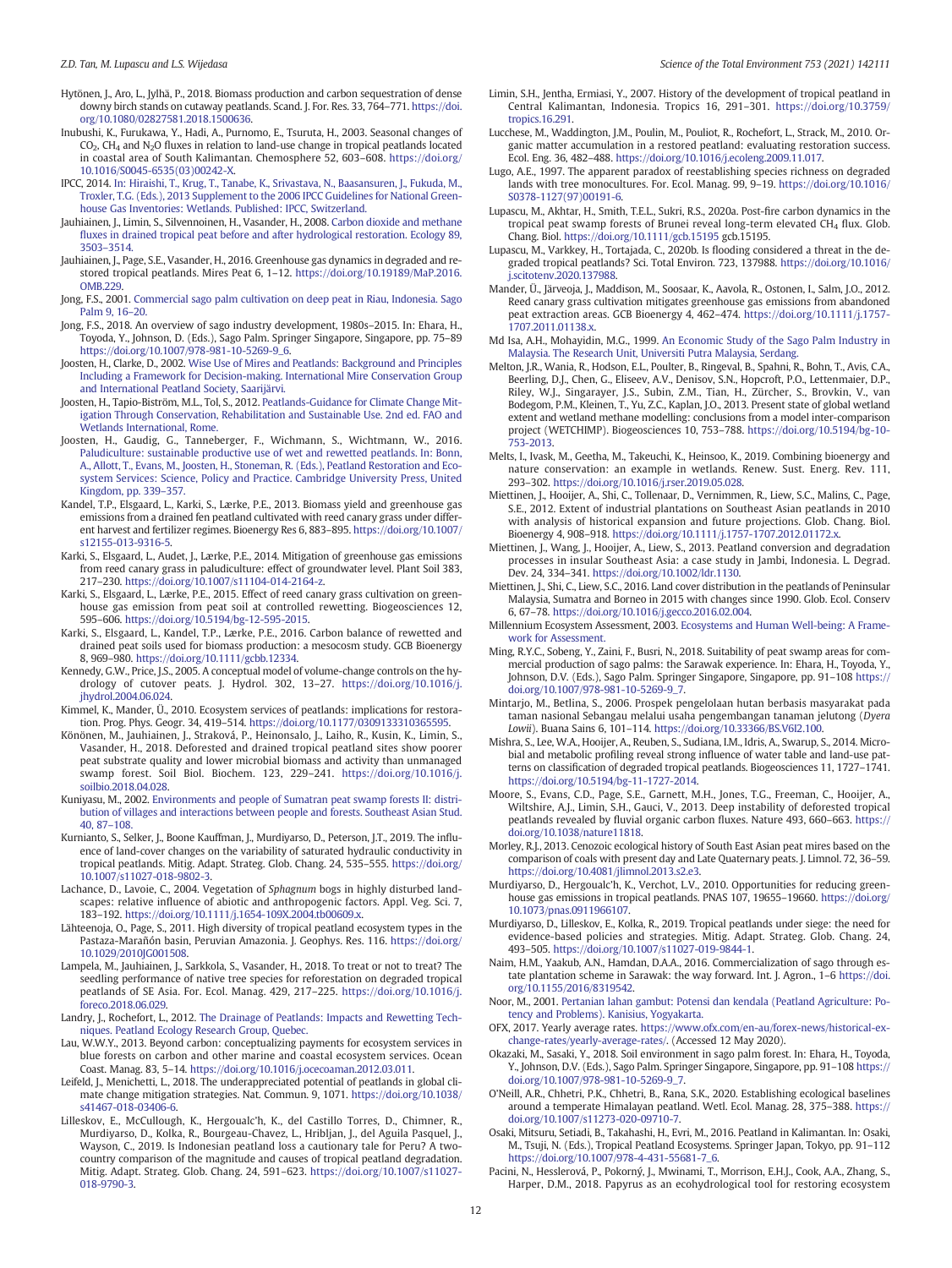Hytönen, J., Aro, L., Jylhä, P., 2018. Biomass production and carbon sequestration of dense downy birch stands on cutaway peatlands. Scand. J. For. Res. 33, 764–771. https://doi.org/10.1080/02827581.2018.1500636.

Inubushi, K., Furukawa, Y., Hadi, A., Purnomo, E., Tsuruta, H., 2003. Seasonal changes of $CO_2$, $CH_4$ and $N_2O$ fluxes in relation to land-use change in tropical peatlands located in coastal area of South Kalimantan. Chemosphere 52, 603–608. https://doi.org/10.1016/S0045-6535(03)00242-X.

IPCC, 2014. In: Hiraishi, T., Krug, T., Tanabe, K., Srivastava, N., Baasansuren, J., Fukuda, M., Troxler, T.G. (Eds.), 2013 Supplement to the 2006 IPCC Guidelines for National Greenhouse Gas Inventories: Wetlands. Published: IPCC, Switzerland.

Jauhiainen, J., Limin, S., Silvennoinen, H., Vasander, H., 2008. Carbon dioxide and methane fluxes in drained tropical peat before and after hydrological restoration. Ecology 89, 3503–3514.

Jauhiainen, J., Page, S.E., Vasander, H., 2016. Greenhouse gas dynamics in degraded and restored tropical peatlands. Mires Peat 6, 1–12. https://doi.org/10.19189/MaP.2016.OMB.229.

Jong, F.S., 2001. Commercial sago palm cultivation on deep peat in Riau, Indonesia. Sago Palm 9, 16–20.

Jong, F.S., 2018. An overview of sago industry development, 1980s–2015. In: Ehara, H., Toyoda, Y., Johnson, D. (Eds.), Sago Palm. Springer Singapore, Singapore, pp. 75–89 https://doi.org/10.1007/978-981-10-5269-9_6.

Joosten, H., Clarke, D., 2002. Wise Use of Mires and Peatlands: Background and Principles Including a Framework for Decision-making. International Mire Conservation Group and International Peatland Society, Saarijärvi.

Joosten, H., Tapio-Biström, M.L., Tol, S., 2012. Peatlands-Guidance for Climate Change Mitigation Through Conservation, Rehabilitation and Sustainable Use. 2nd ed. FAO and Wetlands International, Rome.

Joosten, H., Gaudig, G., Tanneberger, F., Wichmann, S., Wichtmann, W., 2016. Paludiculture: sustainable productive use of wet and rewetted peatlands. In: Bonn, A., Allott, T., Evans, M., Joosten, H., Stoneman, R. (Eds.), Peatland Restoration and Ecosystem Services: Science, Policy and Practice. Cambridge University Press, United Kingdom, pp. 339–357.

Kandel, T.P., Elsgaard, L., Karki, S., Lærke, P.E., 2013. Biomass yield and greenhouse gas emissions from a drained fen peatland cultivated with reed canary grass under different harvest and fertilizer regimes. Bioenergy Res 6, 883–895. https://doi.org/10.1007/s12155-013-9316-5.

Karki, S., Elsgaard, L., Audet, J., Lærke, P.E., 2014. Mitigation of greenhouse gas emissions from reed canary grass in paludiculture: effect of groundwater level. Plant Soil 383, 217–230. https://doi.org/10.1007/s11104-014-2164-z.

Karki, S., Elsgaard, L., Lærke, P.E., 2015. Effect of reed canary grass cultivation on greenhouse gas emission from peat soil at controlled rewetting. Biogeosciences 12, 595–606. https://doi.org/10.5194/bg-12-595-2015.

Karki, S., Elsgaard, L., Kandel, T.P., Lærke, P.E., 2016. Carbon balance of rewetted and drained peat soils used for biomass production: a mesocosm study. GCB Bioenergy 8, 969–980. https://doi.org/10.1111/gcbb.12334.

Kennedy, G.W., Price, J.S., 2005. A conceptual model of volume-change controls on the hydrology of cutover peats. J. Hydrol. 302, 13–27. https://doi.org/10.1016/j.jhydrol.2004.06.024.

Kimmel, K., Mander, Ü., 2010. Ecosystem services of peatlands: implications for restoration. Prog. Phys. Geogr. 34, 419–514. https://doi.org/10.1177/0309133310365595.

Könönen, M., Jauhiainen, J., Straková, P., Heinonsalo, J., Laiho, R., Kusin, K., Limin, S., Vasander, H., 2018. Deforested and drained tropical peatland sites show poorer peat substrate quality and lower microbial biomass and activity than unmanaged swamp forest. Soil Biol. Biochem. 123, 229–241. https://doi.org/10.1016/j.soilbio.2018.04.028.

Kuniyasu, M., 2002. Environments and people of Sumatran peat swamp forests II: distribution of villages and interactions between people and forests. Southeast Asian Stud. 40, 87–108.

Kurnianto, S., Selker, J., Boone Kauffman, J., Murdiyarso, D., Peterson, J.T., 2019. The influence of land-cover changes on the variability of saturated hydraulic conductivity in tropical peatlands. Mitig. Adapt. Strateg. Glob. Chang. 24, 535–555. https://doi.org/10.1007/s11027-018-9802-3.

Lachance, D., Lavoie, C., 2004. Vegetation of *Sphagnum* bogs in highly disturbed landscapes: relative influence of abiotic and anthropogenic factors. Appl. Veg. Sci. 7, 183–192. https://doi.org/10.1111/j.1654-109X.2004.tb00609.x.

Lähteenoja, O., Page, S., 2011. High diversity of tropical peatland ecosystem types in the Pastaza-Marañón basin, Peruvian Amazonia. J. Geophys. Res. 116. https://doi.org/10.1029/2010JG001508.

Lampela, M., Jauhiainen, J., Sarkkola, S., Vasander, H., 2018. To treat or not to treat? The seedling performance of native tree species for reforestation on degraded tropical peatlands of SE Asia. For. Ecol. Manag. 429, 217–225. https://doi.org/10.1016/j.foreco.2018.06.029.

Landry, J., Rochefort, L., 2012. The Drainage of Peatlands: Impacts and Rewetting Techniques. Peatland Ecology Research Group, Quebec.

Lau, W.W.Y., 2013. Beyond carbon: conceptualizing payments for ecosystem services in blue forests on carbon and other marine and coastal ecosystem services. Ocean Coast. Manag. 83, 5–14. https://doi.org/10.1016/j.ocecoaman.2012.03.011.

Leifeld, J., Menichetti, L., 2018. The underappreciated potential of peatlands in global climate change mitigation strategies. Nat. Commun. 9, 1071. https://doi.org/10.1038/s41467-018-03406-6.

Lilleskov, E., McCullough, K., Hergoualc'h, K., del Castillo Torres, D., Chimner, R., Murdiyarso, D., Kolka, R., Bourgeau-Chavez, L., Hribljan, J., del Aguila Pasquel, J., Wayson, C., 2019. Is Indonesian peatland loss a cautionary tale for Peru? A two-country comparison of the magnitude and causes of tropical peatland degradation. Mitig. Adapt. Strateg. Glob. Chang. 24, 591–623. https://doi.org/10.1007/s11027-018-9790-3.

Limin, S.H., Jentha, Ermiasi, Y., 2007. History of the development of tropical peatland in Central Kalimantan, Indonesia. Tropics 16, 291–301. https://doi.org/10.3759/tropics.16.291.

Lucchese, M., Waddington, J.M., Poulin, M., Pouliot, R., Rochefort, L., Strack, M., 2010. Organic matter accumulation in a restored peatland: evaluating restoration success. Ecol. Eng. 36, 482–488. https://doi.org/10.1016/j.ecoleng.2009.11.017.

Lugo, A.E., 1997. The apparent paradox of reestablishing species richness on degraded lands with tree monocultures. For. Ecol. Manag. 99, 9–19. https://doi.org/10.1016/S0378-1127(97)00191-6.

Lupascu, M., Akhtar, H., Smith, T.E.L., Sukri, R.S., 2020a. Post-fire carbon dynamics in the tropical peat swamp forests of Brunei reveal long-term elevated $CH_4$ flux. Glob. Chang. Biol. https://doi.org/10.1111/gcb.15195 gcb.15195.

Lupascu, M., Varkkey, H., Tortajada, C., 2020b. Is flooding considered a threat in the degraded tropical peatlands? Sci. Total Environ. 723, 137988. https://doi.org/10.1016/j.scitotenv.2020.137988.

Mander, Ü., Järveoja, J., Maddison, M., Soosaar, K., Aavola, R., Ostonen, I., Salm, J.O., 2012. Reed canary grass cultivation mitigates greenhouse gas emissions from abandoned peat extraction areas. GCB Bioenergy 4, 462–474. https://doi.org/10.1111/j.1757-1707.2011.01138.x.

Md Isa, A.H., Mohayidin, M.G., 1999. An Economic Study of the Sago Palm Industry in Malaysia. The Research Unit, Universiti Putra Malaysia, Serdang.

Melton, J.R., Wania, R., Hodson, E.L., Poulter, B., Ringeval, B., Spahni, R., Bohn, T., Avis, C.A., Beerling, D.J., Chen, G., Eliseev, A.V., Denisov, S.N., Hopcroft, P.O., Lettenmaier, D.P., Riley, W.J., Singarayer, J.S., Subin, Z.M., Tian, H., Zürcher, S., Brovkin, V., van Bodegom, P.M., Kleinen, T., Yu, Z.C., Kaplan, J.O., 2013. Present state of global wetland extent and wetland methane modelling: conclusions from a model inter-comparison project (WETCHIMP). Biogeosciences 10, 753–788. https://doi.org/10.5194/bg-10-753-2013.

Melts, I., Ivask, M., Geetha, M., Takeuchi, K., Heinsoo, K., 2019. Combining bioenergy and nature conservation: an example in wetlands. Renew. Sust. Energ. Rev. 111, 293–302. https://doi.org/10.1016/j.rser.2019.05.028.

Miettinen, J., Hooijer, A., Shi, C., Tollenaar, D., Vernimmen, R., Liew, S.C., Malins, C., Page, S.E., 2012. Extent of industrial plantations on Southeast Asian peatlands in 2010 with analysis of historical expansion and future projections. Glob. Chang. Biol. Bioenergy 4, 908–918. https://doi.org/10.1111/j.1757-1707.2012.01172.x.

Miettinen, J., Wang, J., Hooijer, A., Liew, S., 2013. Peatland conversion and degradation processes in insular Southeast Asia: a case study in Jambi, Indonesia. L. Degrad. Dev. 24, 334–341. https://doi.org/10.1002/ldr.1130.

Miettinen, J., Shi, C., Liew, S.C., 2016. Land cover distribution in the peatlands of Peninsular Malaysia, Sumatra and Borneo in 2015 with changes since 1990. Glob. Ecol. Conserv 6, 67–78. https://doi.org/10.1016/j.gecco.2016.02.004.

Millennium Ecosystem Assessment, 2003. Ecosystems and Human Well-being: A Framework for Assessment.

Ming, R.Y.C., Sobeng, Y., Zaini, F., Busri, N., 2018. Suitability of peat swamp areas for commercial production of sago palms: the Sarawak experience. In: Ehara, H., Toyoda, Y., Johnson, D.V. (Eds.), Sago Palm. Springer Singapore, Singapore, pp. 91–108 https://doi.org/10.1007/978-981-10-5269-9_7.

Mintarjo, M., Betlina, S., 2006. Prospek pengelolaan hutan berbasis masyarakat pada taman nasional Sebangau melalui usaha pengembangan tanaman jelutong (*Dyera Lowii*). Buana Sains 6, 101–114. https://doi.org/10.33366/BS.V6I2.100.

Mishra, S., Lee, W.A., Hooijer, A., Reuben, S., Sudiana, I.M., Idris, A., Swarup, S., 2014. Microbial and metabolic profiling reveal strong influence of water table and land-use patterns on classification of degraded tropical peatlands. Biogeosciences 11, 1727–1741. https://doi.org/10.5194/bg-11-1727-2014.

Moore, S., Evans, C.D., Page, S.E., Garnett, M.H., Jones, T.G., Freeman, C., Hooijer, A., Wiltshire, A.J., Limin, S.H., Gauci, V., 2013. Deep instability of deforested tropical peatlands revealed by fluvial organic carbon fluxes. Nature 493, 660–663. https://doi.org/10.1038/nature11818.

Morley, R.J., 2013. Cenozoic ecological history of South East Asian peat mires based on the comparison of coals with present day and Late Quaternary peats. J. Limnol. 72, 36–59. https://doi.org/10.4081/jlimnol.2013.s2.e3.

Murdiyarso, D., Hergoualc'h, K., Verchot, L.V., 2010. Opportunities for reducing greenhouse gas emissions in tropical peatlands. PNAS 107, 19655–19660. https://doi.org/10.1073/pnas.0911966107.

Murdiyarso, D., Lilleskov, E., Kolka, R., 2019. Tropical peatlands under siege: the need for evidence-based policies and strategies. Mitig. Adapt. Strateg. Glob. Chang. 24, 493–505. https://doi.org/10.1007/s11027-019-9844-1.

Naim, H.M., Yaakub, A.N., Hamdan, D.A.A., 2016. Commercialization of sago through estate plantation scheme in Sarawak: the way forward. Int. J. Agron., 1–6 https://doi.org/10.1155/2016/8319542.

Noor, M., 2001. Pertanian lahan gambut: Potensi dan kendala (Peatland Agriculture: Potency and Problems). Kanisius, Yogyakarta.

OFX, 2017. Yearly average rates. https://www.ofx.com/en-au/forex-news/historical-exchange-rates/yearly-average-rates/. (Accessed 12 May 2020).

Okazaki, M., Sasaki, Y., 2018. Soil environment in sago palm forest. In: Ehara, H., Toyoda, Y., Johnson, D.V. (Eds.), Sago Palm. Springer Singapore, Singapore, pp. 91–108 https://doi.org/10.1007/978-981-10-5269-9_7.

O'Neill, A.R., Chhetri, P.K., Chhetri, B., Rana, S.K., 2020. Establishing ecological baselines around a temperate Himalayan peatland. Wetl. Ecol. Manag. 28, 375–388. https://doi.org/10.1007/s11273-020-09710-7.

Osaki, Mitsuru, Setiadi, B., Takahashi, H., Evri, M., 2016. Peatland in Kalimantan. In: Osaki, M., Tsuji, N. (Eds.), Tropical Peatland Ecosystems. Springer Japan, Tokyo, pp. 91–112 https://doi.org/10.1007/978-4-431-55681-7_6.

Pacini, N., Hesslerová, P., Pokorný, J., Mwinami, T., Morrison, E.H.J., Cook, A.A., Zhang, S., Harper, D.M., 2018. Papyrus as an ecohydrological tool for restoring ecosystem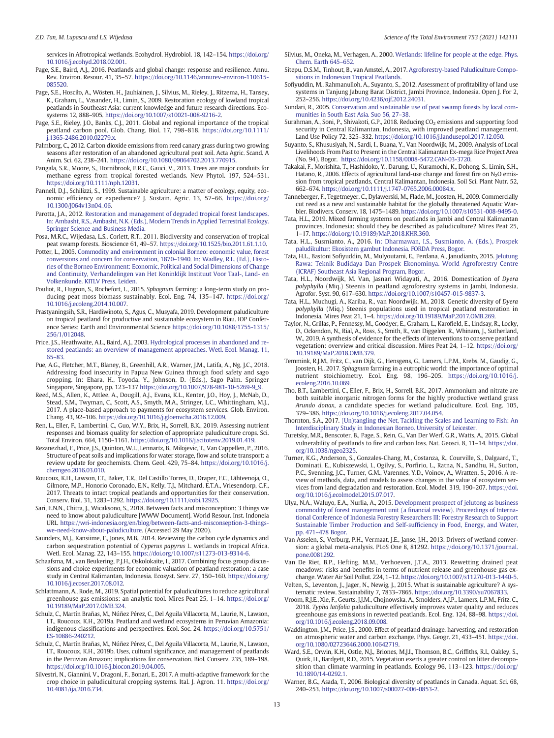services in Afrotropical wetlands. Ecohydrol. Hydrobiol. 18, 142–154. https://doi.org/10.1016/j.ecohyd.2018.02.001.

Page, S.E., Baird, A.J., 2016. Peatlands and global change: response and resilience. Annu. Rev. Environ. Resour. 41, 35–57. https://doi.org/10.1146/annurev-environ-110615-085520.

Page, S.E., Hosciło, A., Wösten, H., Jauhiainen, J., Silvius, M., Rieley, J., Ritzema, H., Tansey, K., Graham, L., Vasander, H., Limin, S., 2009. Restoration ecology of lowland tropical peatlands in Southeast Asia: current knowledge and future research directions. Ecosystems 12, 888–905. https://doi.org/10.1007/s10021-008-9216-2.

Page, S.E., Rieley, J.O., Banks, C.J., 2011. Global and regional importance of the tropical peatland carbon pool. Glob. Chang. Biol. 17, 798–818. https://doi.org/10.1111/j.1365-2486.2010.02279.x.

Palmborg, C., 2012. Carbon dioxide emissions from reed canary grass during two growing seasons after restoration of an abandoned agricultural peat soil. Acta Agric. Scand. A Anim. Sci. 62, 238–241. https://doi.org/10.1080/09064702.2013.770915.

Pangala, S.R., Moore, S., Hornibrook, E.R.C., Gauci, V., 2013. Trees are major conduits for methane egress from tropical forested wetlands. New Phytol. 197, 524–531. https://doi.org/10.1111/nph.12031.

Pannell, D.J., Schilizzi, S., 1999. Sustainable agriculture: a matter of ecology, equity, economic efficiency or expedience? J. Sustain. Agric. 13, 57–66. https://doi.org/10.1300/J064v13n04_06.

Parotta, J.A., 2012. Restoration and management of degraded tropical forest landscapes. In: Ambasht, R.S., Ambasht, N.K. (Eds.), Modern Trends in Applied Terrestrial Ecology. Springer Science and Business Media.

Posa, M.R.C., Wijedasa, L.S., Corlett, R.T., 2011. Biodiversity and conservation of tropical peat swamp forests. Bioscience 61, 49–57. https://doi.org/10.1525/bio.2011.61.1.10.

Potter, L., 2005. Commodity and environment in colonial Borneo: economic value, forest conversions and concern for conservation, 1870–1940. In: Wadley, R.L. (Ed.), Histories of the Borneo Environment: Economic, Political and Social Dimensions of Change and Continuity, Verhandelingen van Het Koninklijk Instituut Voor Taal-, Land- en Volkenkunde. KITLV Press, Leiden.

Pouliot, R., Hugron, S., Rochefort, L., 2015. *Sphagnum* farming: a long-term study on producing peat moss biomass sustainably. Ecol. Eng. 74, 135–147. https://doi.org/10.1016/j.ecoleng.2014.10.007.

Prastyaningsih, S.R., Hardiwinoto, S., Agus, C., Musyafa, 2019. Development paludiculture on tropical peatland for productive and sustainable ecosystem in Riau. IOP Conference Series: Earth and Environmental Science https://doi.org/10.1088/1755-1315/256/1/012048.

Price, J.S., Heathwaite, A.L., Baird, A.J., 2003. Hydrological processes in abandoned and restored peatlands: an overview of management approaches. Wetl. Ecol. Manag. 11, 65–83.

Pue, A.G., Fletcher, M.T., Blaney, B., Greenhill, A.R., Warner, J.M., Latifa, A., Ng, J.C., 2018. Addressing food insecurity in Papua New Guinea through food safety and sago cropping. In: Ehara, H., Toyoda, Y., Johnson, D. (Eds.), Sago Palm. Springer Singapore, Singapore, pp. 123–137 https://doi.org/10.1007/978-981-10-5269-9_9.

Reed, M.S., Allen, K., Attlee, A., Dougill, A.J., Evans, K.L., Kenter, J.O., Hoy, J., McNab, D., Stead, S.M., Twyman, C., Scott, A.S., Smyth, M.A., Stringer, L.C., Whittingham, M.J., 2017. A place-based approach to payments for ecosystem services. Glob. Environ. Chang. 43, 92–106. https://doi.org/10.1016/j.gloenvcha.2016.12.009.

Ren, L., Eller, F., Lambertini, C., Guo, W.Y., Brix, H., Sorrell, B.K., 2019. Assessing nutrient responses and biomass quality for selection of appropriate paludiculture crops. Sci. Total Environ. 664, 1150–1161. https://doi.org/10.1016/j.scitotenv.2019.01.419.

Rezanezhad, F., Price, J.S., Quinton, W.L., Lennartz, B., Milojevic, T., Van Cappellen, P., 2016. Structure of peat soils and implications for water storage, flow and solute transport: a review update for geochemists. Chem. Geol. 429, 75–84. https://doi.org/10.1016/j.chemgeo.2016.03.010.

Roucoux, K.H., Lawson, I.T., Baker, T.R., Del Castillo Torres, D., Draper, F.C., Lähteenoja, O., Gilmore, M.P., Honorio Coronado, E.N., Kelly, T.J., Mitchard, E.T.A., Vriesendorp, C.F., 2017. Threats to intact tropical peatlands and opportunities for their conservation. Conserv. Biol. 31, 1283–1292. https://doi.org/10.1111/cobi.12925.

Sari, E.N.N., Chitra, J., Wicaksono, S., 2018. Between facts and misconception: 3 things we need to know about paludiculture [WWW Document]. World Resour. Inst. Indoneia URL. https://wri-indonesia.org/en/blog/between-facts-and-misconception-3-things-we-need-know-about-paludiculture. (Accessed 29 May 2020).

Saunders, M.J., Kansiime, F., Jones, M.B., 2014. Reviewing the carbon cycle dynamics and carbon sequestration potential of *Cyperus papyrus* L. wetlands in tropical Africa. Wetl. Ecol. Manag. 22, 143–155. https://doi.org/10.1007/s11273-013-9314-6.

Schaafsma, M., van Beukering, P.J.H., Oskolokaite, I., 2017. Combining focus group discussions and choice experiments for economic valuation of peatland restoration: a case study in Central Kalimantan, Indonesia. Ecosyst. Serv. 27, 150–160. https://doi.org/10.1016/j.ecoser.2017.08.012.

Schlattmann, A., Rode, M., 2019. Spatial potential for paludicultures to reduce agricultural greenhouse gas emissions: an analytic tool. Mires Peat 25, 1–14. https://doi.org/10.19189/MaP.2017.OMB.324.

Schulz, C., Martín Brañas, M., Núñez Pérez, C., Del Aguila Villacorta, M., Laurie, N., Lawson, I.T., Roucoux, K.H., 2019a. Peatland and wetland ecosystems in Peruvian Amazonia: indigenous classifications and perspectives. Ecol. Soc. 24. https://doi.org/10.5751/ES-10886-240212.

Schulz, C., Martín Brañas, M., Núñez Pérez, C., Del Aguila Villacorta, M., Laurie, N., Lawson, I.T., Roucoux, K.H., 2019b. Uses, cultural significance, and management of peatlands in the Peruvian Amazon: implications for conservation. Biol. Conserv. 235, 189–198. https://doi.org/10.1016/j.biocon.2019.04.005.

Silvestri, N., Giannini, V., Dragoni, F., Bonari, E., 2017. A multi-adaptive framework for the crop choice in paludicultural cropping systems. Ital. J. Agron. 11. https://doi.org/10.4081/ija.2016.734.

Silvius, M., Oneka, M., Verhagen, A., 2000. Wetlands: lifeline for people at the edge. Phys. Chem. Earth 645–652.

Sitepu, D.S.M., Tinhout, B., van Amstel, A., 2017. Agroforestry-based Paludiculture Compositions in Indonesian Tropical Peatlands.

Sofiyuddin, M., Rahmanulloh, A., Suyanto, S., 2012. Assessment of profitability of land use systems in Tanjung Jabung Barat District, Jambi Province, Indonesia. Open J. For 2, 252–256. https://doi.org/10.4236/ojf.2012.24031.

Sundari, R., 2005. Conservation and sustainable use of peat swamp forests by local communities in South East Asia. Suo 56, 27–38.

Surahman, A., Soni, P., Shivakoti, G.P., 2018. Reducing $CO_2$ emissions and supporting food security in Central Kalimantan, Indonesia, with improved peatland management. Land Use Policy 72, 325–332. https://doi.org/10.1016/j.landusepol.2017.12.050.

Suyanto, S., Khususiyah, N., Sardi, I., Buana, Y., Van Noordwijk, M., 2009. Analysis of Local Livelihoods From Past to Present in the Central Kalimantan Ex-mega Rice Project Area (No. 94). Bogor. https://doi.org/10.1158/0008-5472.CAN-03-3720.

Takakai, F., Morishita, T., Hashidoko, Y., Darung, U., Kuramochi, K., Dohong, S., Limin, S.H., Hatano, R., 2006. Effects of agricultural land-use change and forest fire on $N_2O$ emission from tropical peatlands, Central Kalimantan, Indonesia. Soil Sci. Plant Nutr. 52, 662–674. https://doi.org/10.1111/j.1747-0765.2006.00084.x.

Tanneberger, F., Tegetmeyer, C., Dylawerski, M., Flade, M., Joosten, H., 2009. Commercially cut reed as a new and sustainable habitat for the globally threatened Aquatic Warbler. Biodivers. Conserv. 18, 1475–1489. https://doi.org/10.1007/s10531-008-9495-0.

Tata, H.L., 2019. Mixed farming systems on peatlands in Jambi and Central Kalimantan provinces, Indonesia: should they be described as paludiculture? Mires Peat 25, 1–17. https://doi.org/10.19189/MaP.2018.KHR.360.

Tata, H.L., Susmianto, A., 2016. In: Dharmawan, I.S., Susmianto, A. (Eds.), Prospek paludikultur: Ekosistem gambut Indonesia. FORDA Press, Bogor.

Tata, H.L., Bastoni Sofiyuddin, M., Mulyoutami, E., Perdana, A., Janudianto, 2015. Jelutung Rawa: Teknik Budidaya Dan Prospek Ekonominya. World Agroforestry Centre (ICRAF) Southeast Asia Regional Program, Bogor.

Tata, H.L., Noordwijk, M. Van, Jasnari Widayati, A., 2016. Domestication of *Dyera polyphylla* (Miq.) Steenis in peatland agroforestry systems in Jambi, Indonesia. Agrofor. Syst. 90, 617–630. https://doi.org/10.1007/s10457-015-9837-3.

Tata, H.L., Muchugi, A., Kariba, R., van Noordwijk, M., 2018. Genetic diversity of *Dyera polyphylla* (Miq.) Steenis populations used in tropical peatland restoration in Indonesia. Mires Peat 21, 1–4. https://doi.org/10.19189/MaP.2017.OMB.269.

Taylor, N., Grillas, P., Fennessy, M., Goodyer, E., Graham, L., Karofield, E., Lindsay, R., Locky, D., Ockendon, N., Rial, A., Ross, S., Smith, R., van Diggelen, R., Whinam, J., Sutherland, W., 2019. A synthesis of evidence for the effects of interventions to conserve peatland vegetation: overview and critical discussion. Mires Peat 24, 1–12. https://doi.org/10.19189/MaP.2018.OMB.379.

Temmink, R.J.M., Fritz, C., van Dijk, G., Hensgens, G., Lamers, L.P.M., Krebs, M., Gaudig, G., Joosten, H., 2017. *Sphagnum* farming in a eutrophic world: the importance of optimal nutrient stoichiometry. Ecol. Eng. 98, 196–205. https://doi.org/10.1016/j.ecoleng.2016.10.069.

Tho, B.T., Lambertini, C., Eller, F., Brix, H., Sorrell, B.K., 2017. Ammonium and nitrate are both suitable inorganic nitrogen forms for the highly productive wetland grass *Arundo donax*, a candidate species for wetland paludiculture. Ecol. Eng. 105, 379–386. https://doi.org/10.1016/j.ecoleng.2017.04.054.

Thornton, S.A., 2017. (Un)tangling the Net, Tackling the Scales and Learning to Fish: An Interdisciplinary Study in Indonesian Borneo. University of Leicester.

Turetsky, M.R., Benscoter, B., Page, S., Rein, G., Van Der Werf, G.R., Watts, A., 2015. Global vulnerability of peatlands to fire and carbon loss. Nat. Geosci. 8, 11–14. https://doi.org/10.1038/ngeo2325.

Turner, K.G., Anderson, S., Gonzales-Chang, M., Costanza, R., Courville, S., Dalgaard, T., Dominati, E., Kubiszewski, I., Ogilvy, S., Porfirio, L., Ratna, N., Sandhu, H., Sutton, P.C., Svenning, J.C., Turner, G.M., Varennes, Y.D., Voinov, A., Wratten, S., 2016. A review of methods, data, and models to assess changes in the value of ecosystem services from land degradation and restoration. Ecol. Model. 319, 190–207. https://doi.org/10.1016/j.ecolmodel.2015.07.017.

Ulya, N.A., Waluyo, E.A., Nurlia, A., 2015. Development prospect of jelutong as business commodity of forest management unit (a financial review). Proceedings of International Conference of Indonesia Forestry Researchers III: Forestry Research to Support Sustainable Timber Production and Self-sufficiency in Food, Energy, and Water, pp. 471–478 Bogor.

Van Asselen, S., Verburg, P.H., Vermaat, J.E., Janse, J.H., 2013. Drivers of wetland conversion: a global meta-analysis. PLoS One 8, 81292. https://doi.org/10.1371/journal.pone.0081292.

Van De Riet, B.P., Hefting, M.M., Verhoeven, J.T.A., 2013. Rewetting drained peat meadows: risks and benefits in terms of nutrient release and greenhouse gas exchange. Water Air Soil Pollut. 224, 1–12. https://doi.org/10.1007/s11270-013-1440-5.

Velten, S., Leventon, J., Jager, N., Newig, J., 2015. What is sustainable agriculture? A systematic review. Sustainability 7, 7833–7865. https://doi.org/10.3390/su7067833.

Vroom, R.J.E., Xie, F., Geurts, J.J.M., Chojnowska, A., Smolders, A.J.P., Lamers, L.P.M., Fritz, C., 2018. *Typha latifolia* paludiculture effectively improves water quality and reduces greenhouse gas emissions in rewetted peatlands. Ecol. Eng. 124, 88–98. https://doi.org/10.1016/j.ecoleng.2018.09.008.

Waddington, J.M., Price, J.S., 2000. Effect of peatland drainage, harvesting, and restoration on atmospheric water and carbon exchange. Phys. Geogr. 21, 433–451. https://doi.org/10.1080/02723646.2000.10642719.

Ward, S.E., Orwin, K.H., Ostle, N.J., Briones, M.J.I., Thomson, B.C., Griffiths, R.I., Oakley, S., Quirk, H., Bardgett, R.D., 2015. Vegetation exerts a greater control on litter decomposition than climate warming in peatlands. Ecology 96, 113–123. https://doi.org/10.1890/14-0292.1.

Warner, B.G., Asada, T., 2006. Biological diversity of peatlands in Canada. Aquat. Sci. 68, 240–253. https://doi.org/10.1007/s00027-006-0853-2.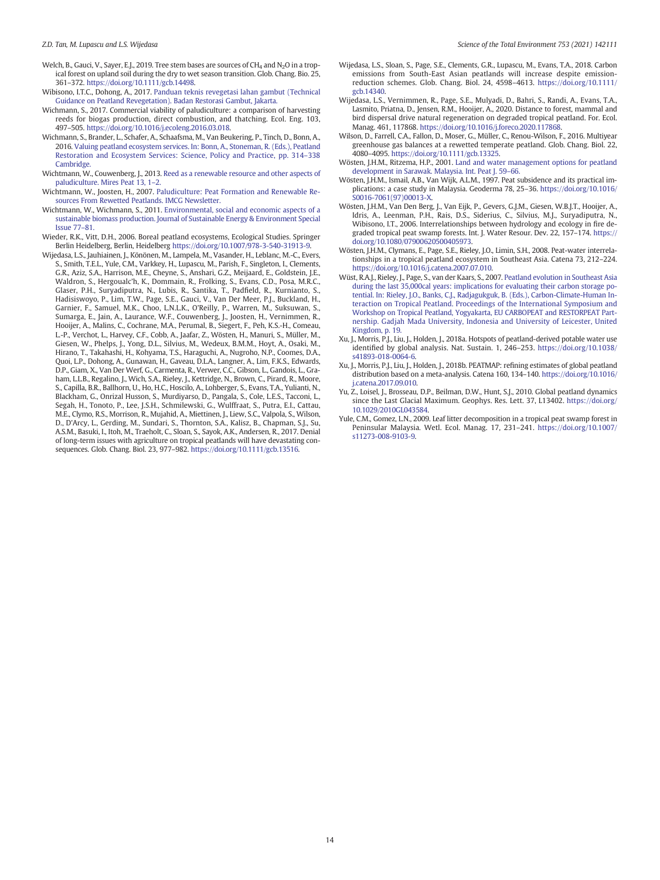Welch, B., Gauci, V., Sayer, E.J., 2019. Tree stem bases are sources of $CH_4$ and $N_2O$ in a tropical forest on upland soil during the dry to wet season transition. Glob. Chang. Bio. 25, 361–372. https://doi.org/10.1111/gcb.14498.

Wibisono, I.T.C., Dohong, A., 2017. Panduan teknis revegetasi lahan gambut (Technical Guidance on Peatland Revegetation). Badan Restorasi Gambut, Jakarta.

Wichmann, S., 2017. Commercial viability of paludiculture: a comparison of harvesting reeds for biogas production, direct combustion, and thatching. Ecol. Eng. 103, 497–505. https://doi.org/10.1016/j.ecoleng.2016.03.018.

Wichmann, S., Brander, L., Schafer, A., Schaafsma, M., Van Beukering, P., Tinch, D., Bonn, A., 2016. Valuing peatland ecosystem services. In: Bonn, A., Stoneman, R. (Eds.), Peatland Restoration and Ecosystem Services: Science, Policy and Practice, pp. 314–338 Cambridge.

Wichtmann, W., Couwenberg, J., 2013. Reed as a renewable resource and other aspects of paludiculture. Mires Peat 13, 1–2.

Wichtmann, W., Joosten, H., 2007. Paludiculture: Peat Formation and Renewable Resources From Rewetted Peatlands. IMCG Newsletter.

Wichtmann, W., Wichmann, S., 2011. Environmental, social and economic aspects of a sustainable biomass production. Journal of Sustainable Energy & Environment Special Issue 77–81.

Wieder, R.K., Vitt, D.H., 2006. Boreal peatland ecosystems, Ecological Studies. Springer Berlin Heidelberg, Berlin, Heidelberg https://doi.org/10.1007/978-3-540-31913-9.

Wijedasa, L.S., Jauhiainen, J., Könönen, M., Lampela, M., Vasander, H., Leblanc, M.-C., Evers, S., Smith, T.E.L., Yule, C.M., Varkkey, H., Lupascu, M., Parish, F., Singleton, I., Clements, G.R., Aziz, S.A., Harrison, M.E., Cheyne, S., Anshari, G.Z., Meijaard, E., Goldstein, J.E., Waldron, S., Hergoualc'h, K., Dommain, R., Frolking, S., Evans, C.D., Posa, M.R.C., Glaser, P.H., Suryadiputra, N., Lubis, R., Santika, T., Padfield, R., Kurnianto, S., Hadisiswoyo, P., Lim, T.W., Page, S.E., Gauci, V., Van Der Meer, P.J., Buckland, H., Garnier, F., Samuel, M.K., Choo, L.N.L.K., O'Reilly, P., Warren, M., Suksuwan, S., Sumarga, E., Jain, A., Laurance, W.F., Couwenberg, J., Joosten, H., Vernimmen, R., Hooijer, A., Malins, C., Cochrane, M.A., Perumal, B., Siegert, F., Peh, K.S.-H., Comeau, L.-P., Verchot, L., Harvey, C.F., Cobb, A., Jaafar, Z., Wösten, H., Manuri, S., Müller, M., Giesen, W., Phelps, J., Yong, D.L., Silvius, M., Wedeux, B.M.M., Hoyt, A., Osaki, M., Hirano, T., Takahashi, H., Kohyama, T.S., Haraguchi, A., Nugroho, N.P., Coomes, D.A., Quoi, L.P., Dohong, A., Gunawan, H., Gaveau, D.L.A., Langner, A., Lim, F.K.S., Edwards, D.P., Giam, X., Van Der Werf, G., Carmenta, R., Verwer, C.C., Gibson, L., Gandois, L., Graham, L.L.B., Regalino, J., Wich, S.A., Rieley, J., Kettridge, N., Brown, C., Pirard, R., Moore, S., Capilla, B.R., Ballhorn, U., Ho, H.C., Hoscilo, A., Lohberger, S., Evans, T.A., Yulianti, N., Blackham, G., Onrizal Husson, S., Murdiyarso, D., Pangala, S., Cole, L.E.S., Tacconi, L., Segah, H., Tonoto, P., Lee, J.S.H., Schmilewski, G., Wulffraat, S., Putra, E.I., Cattau, M.E., Clymo, R.S., Morrison, R., Mujahid, A., Miettinen, J., Liew, S.C., Valpola, S., Wilson, D., D'Arcy, L., Gerding, M., Sundari, S., Thornton, S.A., Kalisz, B., Chapman, S.J., Su, A.S.M., Basuki, I., Itoh, M., Traeholt, C., Sloan, S., Sayok, A.K., Andersen, R., 2017. Denial of long-term issues with agriculture on tropical peatlands will have devastating consequences. Glob. Chang. Biol. 23, 977–982. https://doi.org/10.1111/gcb.13516.

Wijedasa, L.S., Sloan, S., Page, S.E., Clements, G.R., Lupascu, M., Evans, T.A., 2018. Carbon emissions from South-East Asian peatlands will increase despite emission-reduction schemes. Glob. Chang. Biol. 24, 4598–4613. https://doi.org/10.1111/gcb.14340.

Wijedasa, L.S., Vernimmen, R., Page, S.E., Mulyadi, D., Bahri, S., Randi, A., Evans, T.A., Lasmito, Priatna, D., Jensen, R.M., Hooijer, A., 2020. Distance to forest, mammal and bird dispersal drive natural regeneration on degraded tropical peatland. For. Ecol. Manag. 461, 117868. https://doi.org/10.1016/j.foreco.2020.117868.

Wilson, D., Farrell, C.A., Fallon, D., Moser, G., Müller, C., Renou-Wilson, F., 2016. Multiyear greenhouse gas balances at a rewetted temperate peatland. Glob. Chang. Biol. 22, 4080–4095. https://doi.org/10.1111/gcb.13325.

Wösten, J.H.M., Ritzema, H.P., 2001. Land and water management options for peatland development in Sarawak. Malaysia. Int. Peat J. 59–66.

Wösten, J.H.M., Ismail, A.B., Van Wijk, A.L.M., 1997. Peat subsidence and its practical implications: a case study in Malaysia. Geoderma 78, 25–36. https://doi.org/10.1016/S0016-7061(97)00013-X.

Wösten, J.H.M., Van Den Berg, J., Van Eijk, P., Gevers, G.J.M., Giesen, W.B.J.T., Hooijer, A., Idris, A., Leenman, P.H., Rais, D.S., Siderius, C., Silvius, M.J., Suryadiputra, N., Wibisono, I.T., 2006. Interrelationships between hydrology and ecology in fire degraded tropical peat swamp forests. Int. J. Water Resour. Dev. 22, 157–174. https://doi.org/10.1080/07900620500405973.

Wösten, J.H.M., Clymans, E., Page, S.E., Rieley, J.O., Limin, S.H., 2008. Peat-water interrelationships in a tropical peatland ecosystem in Southeast Asia. Catena 73, 212–224. https://doi.org/10.1016/j.catena.2007.07.010.

Wüst, R.A.J., Rieley, J., Page, S., van der Kaars, S., 2007. Peatland evolution in Southeast Asia during the last 35,000cal years: implications for evaluating their carbon storage potential. In: Rieley, J.O., Banks, C.J., Radjagukguk, B. (Eds.), Carbon-Climate-Human Interaction on Tropical Peatland. Proceedings of the International Symposium and Workshop on Tropical Peatland, Yogyakarta, EU CARBOPEAT and RESTORPEAT Partnership. Gadjah Mada University, Indonesia and University of Leicester, United Kingdom, p. 19.

Xu, J., Morris, P.J., Liu, J., Holden, J., 2018a. Hotspots of peatland-derived potable water use identified by global analysis. Nat. Sustain. 1, 246–253. https://doi.org/10.1038/s41893-018-0064-6.

Xu, J., Morris, P.J., Liu, J., Holden, J., 2018b. PEATMAP: refining estimates of global peatland distribution based on a meta-analysis. Catena 160, 134–140. https://doi.org/10.1016/j.catena.2017.09.010.

Yu, Z., Loisel, J., Brosseau, D.P., Beilman, D.W., Hunt, S.J., 2010. Global peatland dynamics since the Last Glacial Maximum. Geophys. Res. Lett. 37, L13402. https://doi.org/10.1029/2010GL043584.

Yule, C.M., Gomez, L.N., 2009. Leaf litter decomposition in a tropical peat swamp forest in Peninsular Malaysia. Wetl. Ecol. Manag. 17, 231–241. https://doi.org/10.1007/s11273-008-9103-9.